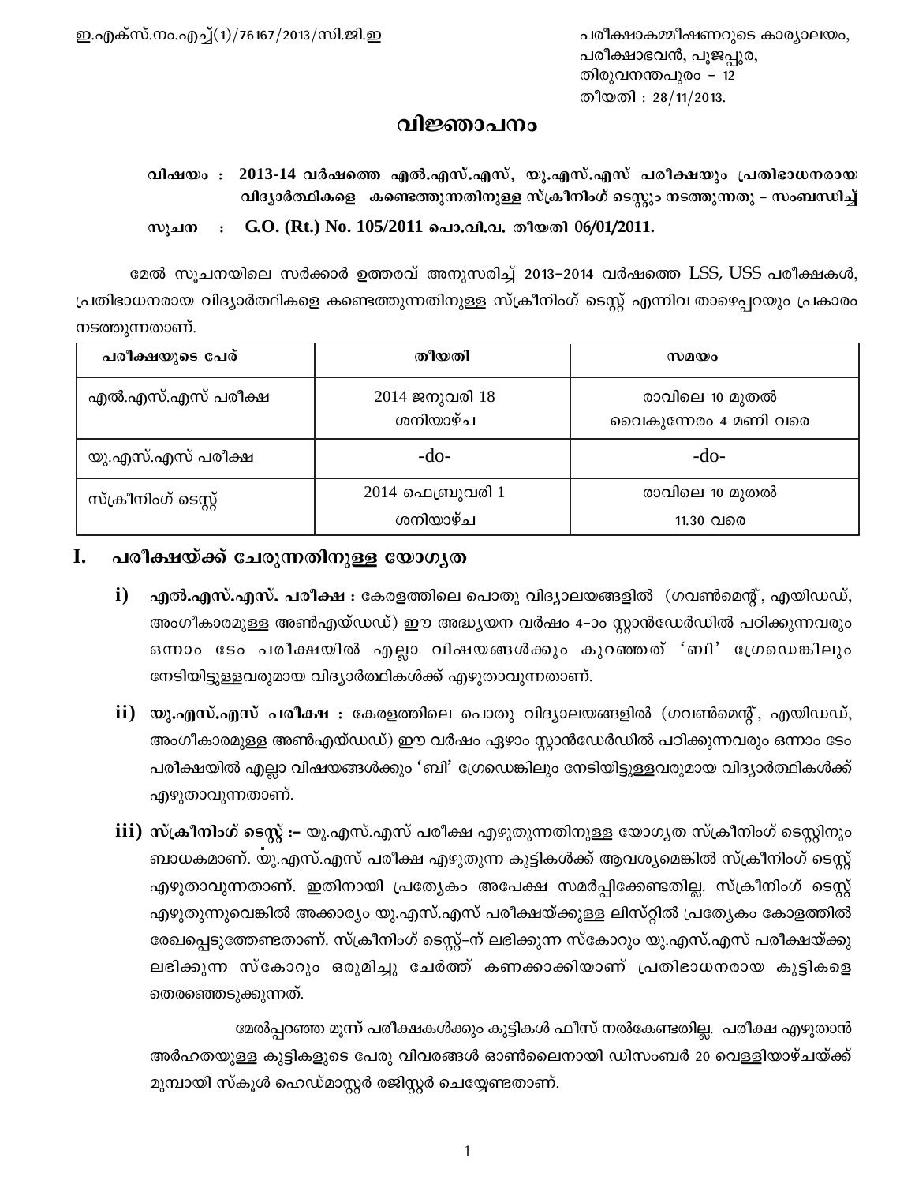ഇ.എക്സ്.നം.എച്ച്(1)/76167/2013/സി.ജി.ഇ

പരീക്ഷാകമ്മീഷണറുടെ കാര്യാലയം,
പരീക്ഷാഭവൻ, പൂജപ്പുര,
തിരുവനന്തപുരം – 12
തീയതി : 28/11/2013.

# വിജ്ഞാപനം

**വിഷയം : 2013-14 വർഷത്തെ എൽ.എസ്.എസ്, യു.എസ്.എസ് പരീക്ഷയും പ്രതിഭാധനരായ വിദ്യാർത്ഥികളെ കണ്ടെത്തുന്നതിനുള്ള സ്ക്രീനിംഗ് ടെസ്റ്റും നടത്തുന്നതു – സംബന്ധിച്ച്**

**സൂചന : G.O. (Rt.) No. 105/2011 പൊ.വി.വ. തീയതി 06/01/2011.**

മേൽ സൂചനയിലെ സർക്കാർ ഉത്തരവ് അനുസരിച്ച് 2013–2014 വർഷത്തെ LSS, USS പരീക്ഷകൾ, പ്രതിഭാധനരായ വിദ്യാർത്ഥികളെ കണ്ടെത്തുന്നതിനുള്ള സ്ക്രീനിംഗ് ടെസ്റ്റ് എന്നിവ താഴെപ്പറയും പ്രകാരം നടത്തുന്നതാണ്.

| പരീക്ഷയുടെ പേര് | തീയതി | സമയം |
|---|---|---|
| എൽ.എസ്.എസ് പരീക്ഷ | 2014 ജനുവരി 18 ശനിയാഴ്ച | രാവിലെ 10 മുതൽ വൈകുന്നേരം 4 മണി വരെ |
| യു.എസ്.എസ് പരീക്ഷ | -do- | -do- |
| സ്ക്രീനിംഗ് ടെസ്റ്റ് | 2014 ഫെബ്രുവരി 1 ശനിയാഴ്ച | രാവിലെ 10 മുതൽ 11.30 വരെ |

## I. പരീക്ഷയ്ക്ക് ചേരുന്നതിനുള്ള യോഗ്യത

**i) എൽ.എസ്.എസ്. പരീക്ഷ :** കേരളത്തിലെ പൊതു വിദ്യാലയങ്ങളിൽ (ഗവൺമെന്റ്, എയിഡഡ്, അംഗീകാരമുള്ള അൺഎയ്ഡഡ്) ഈ അദ്ധ്യയന വർഷം 4–ാം സ്റ്റാൻഡേർഡിൽ പഠിക്കുന്നവരും ഒന്നാം ടേം പരീക്ഷയിൽ എല്ലാ വിഷയങ്ങൾക്കും കുറഞ്ഞത് 'ബി' ഗ്രേഡെങ്കിലും നേടിയിട്ടുള്ളവരുമായ വിദ്യാർത്ഥികൾക്ക് എഴുതാവുന്നതാണ്.

**ii) യു.എസ്.എസ് പരീക്ഷ :** കേരളത്തിലെ പൊതു വിദ്യാലയങ്ങളിൽ (ഗവൺമെന്റ്, എയിഡഡ്, അംഗീകാരമുള്ള അൺഎയ്ഡഡ്) ഈ വർഷം ഏഴാം സ്റ്റാൻഡേർഡിൽ പഠിക്കുന്നവരും ഒന്നാം ടേം പരീക്ഷയിൽ എല്ലാ വിഷയങ്ങൾക്കും 'ബി' ഗ്രേഡെങ്കിലും നേടിയിട്ടുള്ളവരുമായ വിദ്യാർത്ഥികൾക്ക് എഴുതാവുന്നതാണ്.

**iii) സ്ക്രീനിംഗ് ടെസ്റ്റ് :–** യു.എസ്.എസ് പരീക്ഷ എഴുതുന്നതിനുള്ള യോഗ്യത സ്ക്രീനിംഗ് ടെസ്റ്റിനും ബാധകമാണ്. യു.എസ്.എസ് പരീക്ഷ എഴുതുന്ന കുട്ടികൾക്ക് ആവശ്യമെങ്കിൽ സ്ക്രീനിംഗ് ടെസ്റ്റ് എഴുതാവുന്നതാണ്. ഇതിനായി പ്രത്യേകം അപേക്ഷ സമർപ്പിക്കേണ്ടതില്ല. സ്ക്രീനിംഗ് ടെസ്റ്റ് എഴുതുന്നുവെങ്കിൽ അക്കാര്യം യു.എസ്.എസ് പരീക്ഷയ്ക്കുള്ള ലിസ്റ്റിൽ പ്രത്യേകം കോളത്തിൽ രേഖപ്പെടുത്തേണ്ടതാണ്. സ്ക്രീനിംഗ് ടെസ്റ്റ്-ന് ലഭിക്കുന്ന സ്കോറും യു.എസ്.എസ് പരീക്ഷയ്ക്കു ലഭിക്കുന്ന സ്കോറും ഒരുമിച്ചു ചേർത്ത് കണക്കാക്കിയാണ് പ്രതിഭാധനരായ കുട്ടികളെ തെരഞ്ഞെടുക്കുന്നത്.

മേൽപ്പറഞ്ഞ മൂന്ന് പരീക്ഷകൾക്കും കുട്ടികൾ ഫീസ് നൽകേണ്ടതില്ല. പരീക്ഷ എഴുതാൻ അർഹതയുള്ള കുട്ടികളുടെ പേരു വിവരങ്ങൾ ഓൺലൈനായി ഡിസംബർ 20 വെള്ളിയാഴ്ചയ്ക്ക് മുമ്പായി സ്കൂൾ ഹെഡ്മാസ്റ്റർ രജിസ്റ്റർ ചെയ്യേണ്ടതാണ്.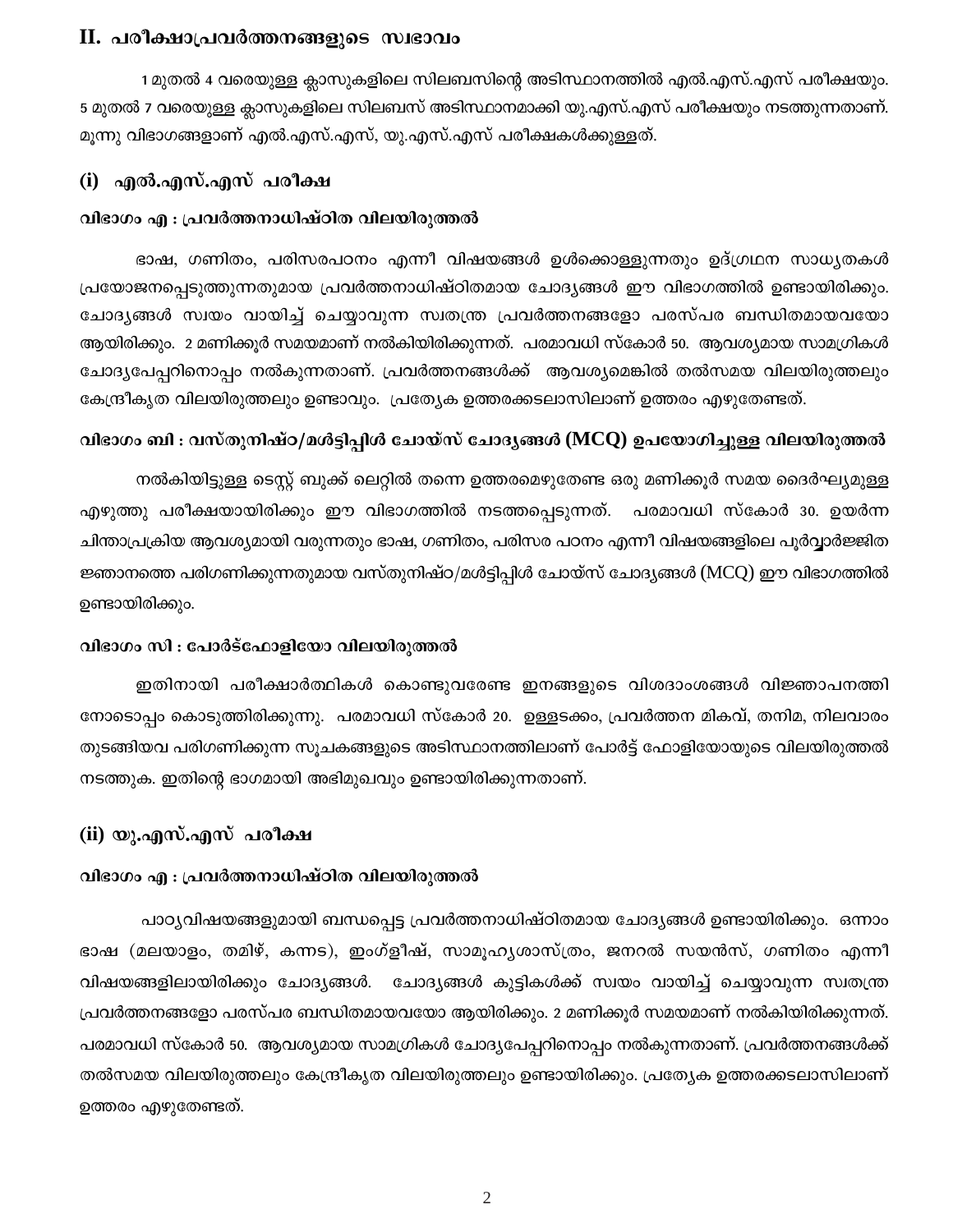## II. പരീക്ഷാപ്രവർത്തനങ്ങളുടെ സ്വഭാവം

1 മുതൽ 4 വരെയുള്ള ക്ലാസുകളിലെ സിലബസിന്റെ അടിസ്ഥാനത്തിൽ എൽ.എസ്.എസ് പരീക്ഷയും. 5 മുതൽ 7 വരെയുള്ള ക്ലാസുകളിലെ സിലബസ് അടിസ്ഥാനമാക്കി യു.എസ്.എസ് പരീക്ഷയും നടത്തുന്നതാണ്. മൂന്നു വിഭാഗങ്ങളാണ് എൽ.എസ്.എസ്, യു.എസ്.എസ് പരീക്ഷകൾക്കുള്ളത്.

### (i) എൽ.എസ്.എസ് പരീക്ഷ

**വിഭാഗം എ : പ്രവർത്തനാധിഷ്ഠിത വിലയിരുത്തൽ**

ഭാഷ, ഗണിതം, പരിസരപഠനം എന്നീ വിഷയങ്ങൾ ഉൾക്കൊള്ളുന്നതും ഉദ്ഗ്രഥന സാധ്യതകൾ പ്രയോജനപ്പെടുത്തുന്നതുമായ പ്രവർത്തനാധിഷ്ഠിതമായ ചോദ്യങ്ങൾ ഈ വിഭാഗത്തിൽ ഉണ്ടായിരിക്കും. ചോദ്യങ്ങൾ സ്വയം വായിച്ച് ചെയ്യാവുന്ന സ്വതന്ത്ര പ്രവർത്തനങ്ങളോ പരസ്പര ബന്ധിതമായവയോ ആയിരിക്കും. 2 മണിക്കൂർ സമയമാണ് നൽകിയിരിക്കുന്നത്. പരമാവധി സ്കോർ 50. ആവശ്യമായ സാമഗ്രികൾ ചോദ്യപേപ്പറിനൊപ്പം നൽകുന്നതാണ്. പ്രവർത്തനങ്ങൾക്ക് ആവശ്യമെങ്കിൽ തൽസമയ വിലയിരുത്തലും കേന്ദ്രീകൃത വിലയിരുത്തലും ഉണ്ടാവും. പ്രത്യേക ഉത്തരക്കടലാസിലാണ് ഉത്തരം എഴുതേണ്ടത്.

**വിഭാഗം ബി : വസ്തുനിഷ്ഠ/മൾട്ടിപ്പിൾ ചോയ്സ് ചോദ്യങ്ങൾ (MCQ) ഉപയോഗിച്ചുള്ള വിലയിരുത്തൽ**

നൽകിയിട്ടുള്ള ടെസ്റ്റ് ബുക്ക് ലെറ്റിൽ തന്നെ ഉത്തരമെഴുതേണ്ട ഒരു മണിക്കൂർ സമയ ദൈർഘ്യമുള്ള എഴുത്തു പരീക്ഷയായിരിക്കും ഈ വിഭാഗത്തിൽ നടത്തപ്പെടുന്നത്. പരമാവധി സ്കോർ 30. ഉയർന്ന ചിന്താപ്രക്രിയ ആവശ്യമായി വരുന്നതും ഭാഷ, ഗണിതം, പരിസര പഠനം എന്നീ വിഷയങ്ങളിലെ പൂർവ്വാർജ്ജിത ജ്ഞാനത്തെ പരിഗണിക്കുന്നതുമായ വസ്തുനിഷ്ഠ/മൾട്ടിപ്പിൾ ചോയ്സ് ചോദ്യങ്ങൾ (MCQ) ഈ വിഭാഗത്തിൽ ഉണ്ടായിരിക്കും.

**വിഭാഗം സി : പോർട്ഫോളിയോ വിലയിരുത്തൽ**

ഇതിനായി പരീക്ഷാർത്ഥികൾ കൊണ്ടുവരേണ്ട ഇനങ്ങളുടെ വിശദാംശങ്ങൾ വിജ്ഞാപനത്തിനോടൊപ്പം കൊടുത്തിരിക്കുന്നു. പരമാവധി സ്കോർ 20. ഉള്ളടക്കം, പ്രവർത്തന മികവ്, തനിമ, നിലവാരം തുടങ്ങിയവ പരിഗണിക്കുന്ന സൂചകങ്ങളുടെ അടിസ്ഥാനത്തിലാണ് പോർട്ട് ഫോളിയോയുടെ വിലയിരുത്തൽ നടത്തുക. ഇതിന്റെ ഭാഗമായി അഭിമുഖവും ഉണ്ടായിരിക്കുന്നതാണ്.

### (ii) യു.എസ്.എസ് പരീക്ഷ

**വിഭാഗം എ : പ്രവർത്തനാധിഷ്ഠിത വിലയിരുത്തൽ**

പാഠ്യവിഷയങ്ങളുമായി ബന്ധപ്പെട്ട പ്രവർത്തനാധിഷ്ഠിതമായ ചോദ്യങ്ങൾ ഉണ്ടായിരിക്കും. ഒന്നാം ഭാഷ (മലയാളം, തമിഴ്, കന്നട), ഇംഗ്ലീഷ്, സാമൂഹ്യശാസ്ത്രം, ജനറൽ സയൻസ്, ഗണിതം എന്നീ വിഷയങ്ങളിലായിരിക്കും ചോദ്യങ്ങൾ. ചോദ്യങ്ങൾ കുട്ടികൾക്ക് സ്വയം വായിച്ച് ചെയ്യാവുന്ന സ്വതന്ത്ര പ്രവർത്തനങ്ങളോ പരസ്പര ബന്ധിതമായവയോ ആയിരിക്കും. 2 മണിക്കൂർ സമയമാണ് നൽകിയിരിക്കുന്നത്. പരമാവധി സ്കോർ 50. ആവശ്യമായ സാമഗ്രികൾ ചോദ്യപേപ്പറിനൊപ്പം നൽകുന്നതാണ്. പ്രവർത്തനങ്ങൾക്ക് തൽസമയ വിലയിരുത്തലും കേന്ദ്രീകൃത വിലയിരുത്തലും ഉണ്ടായിരിക്കും. പ്രത്യേക ഉത്തരക്കടലാസിലാണ് ഉത്തരം എഴുതേണ്ടത്.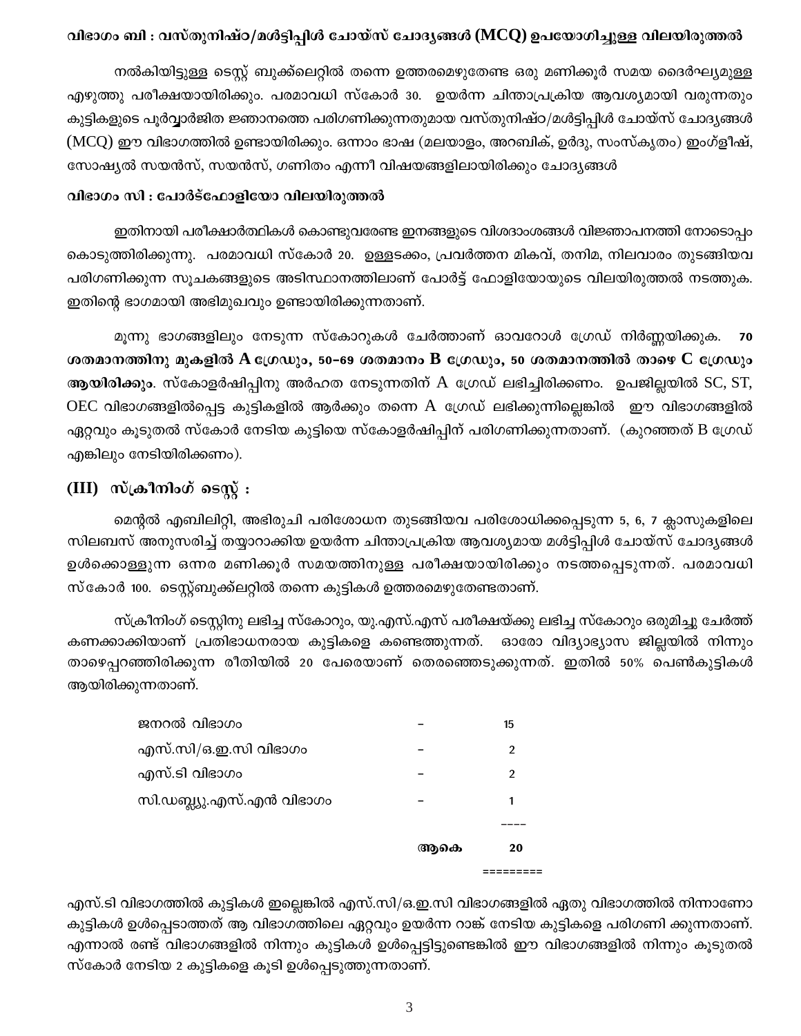**വിഭാഗം ബി : വസ്തുനിഷ്ഠ/മൾട്ടിപ്പിൾ ചോയ്സ് ചോദ്യങ്ങൾ (MCQ) ഉപയോഗിച്ചുള്ള വിലയിരുത്തൽ**

നൽകിയിട്ടുള്ള ടെസ്റ്റ് ബുക്ക്ലെറ്റിൽ തന്നെ ഉത്തരമെഴുതേണ്ട ഒരു മണിക്കൂർ സമയ ദൈർഘ്യമുള്ള എഴുത്തു പരീക്ഷയായിരിക്കും. പരമാവധി സ്കോർ 30. ഉയർന്ന ചിന്താപ്രക്രിയ ആവശ്യമായി വരുന്നതും കുട്ടികളുടെ പൂർവ്വാർജിത ജ്ഞാനത്തെ പരിഗണിക്കുന്നതുമായ വസ്തുനിഷ്ഠ/മൾട്ടിപ്പിൾ ചോയ്സ് ചോദ്യങ്ങൾ (MCQ) ഈ വിഭാഗത്തിൽ ഉണ്ടായിരിക്കും. ഒന്നാം ഭാഷ (മലയാളം, അറബിക്, ഉർദു, സംസ്കൃതം) ഇംഗ്ളീഷ്, സോഷ്യൽ സയൻസ്, സയൻസ്, ഗണിതം എന്നീ വിഷയങ്ങളിലായിരിക്കും ചോദ്യങ്ങൾ

**വിഭാഗം സി : പോർട്ഫോളിയോ വിലയിരുത്തൽ**

ഇതിനായി പരീക്ഷാർത്ഥികൾ കൊണ്ടുവരേണ്ട ഇനങ്ങളുടെ വിശദാംശങ്ങൾ വിജ്ഞാപനത്തി നോടൊപ്പം കൊടുത്തിരിക്കുന്നു. പരമാവധി സ്കോർ 20. ഉള്ളടക്കം, പ്രവർത്തന മികവ്, തനിമ, നിലവാരം തുടങ്ങിയവ പരിഗണിക്കുന്ന സൂചകങ്ങളുടെ അടിസ്ഥാനത്തിലാണ് പോർട്ട് ഫോളിയോയുടെ വിലയിരുത്തൽ നടത്തുക. ഇതിന്റെ ഭാഗമായി അഭിമുഖവും ഉണ്ടായിരിക്കുന്നതാണ്.

മൂന്നു ഭാഗങ്ങളിലും നേടുന്ന സ്കോറുകൾ ചേർത്താണ് ഓവറോൾ ഗ്രേഡ് നിർണ്ണയിക്കുക. **70 ശതമാനത്തിനു മുകളിൽ A ഗ്രേഡും, 50–69 ശതമാനം B ഗ്രേഡും, 50 ശതമാനത്തിൽ താഴെ C ഗ്രേഡും ആയിരിക്കും**. സ്കോളർഷിപ്പിനു അർഹത നേടുന്നതിന് A ഗ്രേഡ് ലഭിച്ചിരിക്കണം. ഉപജില്ലയിൽ SC, ST, OEC വിഭാഗങ്ങളിൽപ്പെട്ട കുട്ടികളിൽ ആർക്കും തന്നെ A ഗ്രേഡ് ലഭിക്കുന്നില്ലെങ്കിൽ ഈ വിഭാഗങ്ങളിൽ ഏറ്റവും കൂടുതൽ സ്കോർ നേടിയ കുട്ടിയെ സ്കോളർഷിപ്പിന് പരിഗണിക്കുന്നതാണ്. (കുറഞ്ഞത് B ഗ്രേഡ് എങ്കിലും നേടിയിരിക്കണം).

## (III) സ്ക്രീനിംഗ് ടെസ്റ്റ് :

മെന്റൽ എബിലിറ്റി, അഭിരുചി പരിശോധന തുടങ്ങിയവ പരിശോധിക്കപ്പെടുന്ന 5, 6, 7 ക്ലാസുകളിലെ സിലബസ് അനുസരിച്ച് തയ്യാറാക്കിയ ഉയർന്ന ചിന്താപ്രക്രിയ ആവശ്യമായ മൾട്ടിപ്പിൾ ചോയ്സ് ചോദ്യങ്ങൾ ഉൾക്കൊള്ളുന്ന ഒന്നര മണിക്കൂർ സമയത്തിനുള്ള പരീക്ഷയായിരിക്കും നടത്തപ്പെടുന്നത്. പരമാവധി സ്കോർ 100. ടെസ്റ്റ്ബുക്ക്ലറ്റിൽ തന്നെ കുട്ടികൾ ഉത്തരമെഴുതേണ്ടതാണ്.

സ്ക്രീനിംഗ് ടെസ്റ്റിനു ലഭിച്ച സ്കോറും, യു.എസ്.എസ് പരീക്ഷയ്ക്കു ലഭിച്ച സ്കോറും ഒരുമിച്ചു ചേർത്ത് കണക്കാക്കിയാണ് പ്രതിഭാധനരായ കുട്ടികളെ കണ്ടെത്തുന്നത്. ഓരോ വിദ്യാഭ്യാസ ജില്ലയിൽ നിന്നും താഴെപ്പറഞ്ഞിരിക്കുന്ന രീതിയിൽ 20 പേരെയാണ് തെരഞ്ഞെടുക്കുന്നത്. ഇതിൽ 50% പെൺകുട്ടികൾ ആയിരിക്കുന്നതാണ്.

| വിഭാഗം | | എണ്ണം |
|---|---|---|
| ജനറൽ വിഭാഗം | – | 15 |
| എസ്.സി/ഒ.ഇ.സി വിഭാഗം | – | 2 |
| എസ്.ടി വിഭാഗം | – | 2 |
| സി.ഡബ്ല്യൂ.എസ്.എൻ വിഭാഗം | – | 1 |
| | ആകെ | 20 |

എസ്.ടി വിഭാഗത്തിൽ കുട്ടികൾ ഇല്ലെങ്കിൽ എസ്.സി/ഒ.ഇ.സി വിഭാഗങ്ങളിൽ ഏതു വിഭാഗത്തിൽ നിന്നാണോ കുട്ടികൾ ഉൾപ്പെടാത്തത് ആ വിഭാഗത്തിലെ ഏറ്റവും ഉയർന്ന റാങ്ക് നേടിയ കുട്ടികളെ പരിഗണി ക്കുന്നതാണ്. എന്നാൽ രണ്ട് വിഭാഗങ്ങളിൽ നിന്നും കുട്ടികൾ ഉൾപ്പെട്ടിട്ടുണ്ടെങ്കിൽ ഈ വിഭാഗങ്ങളിൽ നിന്നും കൂടുതൽ സ്കോർ നേടിയ 2 കുട്ടികളെ കൂടി ഉൾപ്പെടുത്തുന്നതാണ്.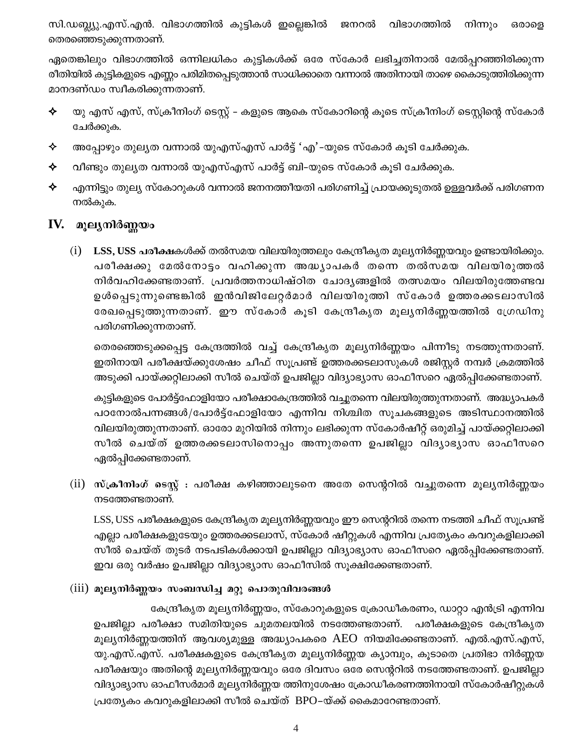സി.ഡബ്ല്യു.എസ്.എൻ. വിഭാഗത്തിൽ കുട്ടികൾ ഇല്ലെങ്കിൽ ജനറൽ വിഭാഗത്തിൽ നിന്നും ഒരാളെ തെരഞ്ഞെടുക്കുന്നതാണ്.

ഏതെങ്കിലും വിഭാഗത്തിൽ ഒന്നിലധികം കുട്ടികൾക്ക് ഒരേ സ്കോർ ലഭിച്ചതിനാൽ മേൽപ്പറഞ്ഞിരിക്കുന്ന രീതിയിൽ കുട്ടികളുടെ എണ്ണം പരിമിതപ്പെടുത്താൻ സാധിക്കാതെ വന്നാൽ അതിനായി താഴെ കൊടുത്തിരിക്കുന്ന മാനദണ്ഡം സ്വീകരിക്കുന്നതാണ്.

- ✧ യു എസ് എസ്, സ്ക്രീനിംഗ് ടെസ്റ്റ് - കളുടെ ആകെ സ്കോറിന്റെ കൂടെ സ്ക്രീനിംഗ് ടെസ്റ്റിന്റെ സ്കോർ ചേർക്കുക.
- ✧ അപ്പോഴും തുല്യത വന്നാൽ യുഎസ്എസ് പാർട്ട് 'എ'-യുടെ സ്കോർ കൂടി ചേർക്കുക.
- ✧ വീണ്ടും തുല്യത വന്നാൽ യുഎസ്എസ് പാർട്ട് ബി-യുടെ സ്കോർ കൂടി ചേർക്കുക.
- ✧ എന്നിട്ടും തുല്യ സ്കോറുകൾ വന്നാൽ ജനനത്തീയതി പരിഗണിച്ച് പ്രായക്കൂടുതൽ ഉള്ളവർക്ക് പരിഗണന നൽകുക.

## IV. മൂല്യനിർണ്ണയം

(i) **LSS, USS പരീക്ഷ**കൾക്ക് തൽസമയ വിലയിരുത്തലും കേന്ദ്രീകൃത മൂല്യനിർണ്ണയവും ഉണ്ടായിരിക്കും. പരീക്ഷക്കു മേൽനോട്ടം വഹിക്കുന്ന അദ്ധ്യാപകർ തന്നെ തൽസമയ വിലയിരുത്തൽ നിർവഹിക്കേണ്ടതാണ്. പ്രവർത്തനാധിഷ്ഠിത ചോദ്യങ്ങളിൽ തത്സമയം വിലയിരുത്തേണ്ടവ ഉൾപ്പെടുന്നുണ്ടെങ്കിൽ ഇൻവിജിലേറ്റർമാർ വിലയിരുത്തി സ്കോർ ഉത്തരക്കടലാസിൽ രേഖപ്പെടുത്തുന്നതാണ്. ഈ സ്കോർ കൂടി കേന്ദ്രീകൃത മൂല്യനിർണ്ണയത്തിൽ ഗ്രേഡിനു പരിഗണിക്കുന്നതാണ്.

തെരഞ്ഞെടുക്കപ്പെട്ട കേന്ദ്രത്തിൽ വച്ച് കേന്ദ്രീകൃത മൂല്യനിർണ്ണയം പിന്നീടു നടത്തുന്നതാണ്. ഇതിനായി പരീക്ഷയ്ക്കുശേഷം ചീഫ് സൂപ്രണ്ട് ഉത്തരക്കടലാസുകൾ രജിസ്റ്റർ നമ്പർ ക്രമത്തിൽ അടുക്കി പായ്ക്കറ്റിലാക്കി സീൽ ചെയ്ത് ഉപജില്ലാ വിദ്യാഭ്യാസ ഓഫീസറെ ഏൽപ്പിക്കേണ്ടതാണ്.

കുട്ടികളുടെ പോർട്ട്ഫോളിയോ പരീക്ഷാകേന്ദ്രത്തിൽ വച്ചുതന്നെ വിലയിരുത്തുന്നതാണ്. അദ്ധ്യാപകർ പഠനോൽപന്നങ്ങൾ/പോർട്ട്ഫോളിയോ എന്നിവ നിശ്ചിത സൂചകങ്ങളുടെ അടിസ്ഥാനത്തിൽ വിലയിരുത്തുന്നതാണ്. ഓരോ മുറിയിൽ നിന്നും ലഭിക്കുന്ന സ്കോർഷീറ്റ് ഒരുമിച്ച് പായ്ക്കറ്റിലാക്കി സീൽ ചെയ്ത് ഉത്തരക്കടലാസിനൊപ്പം അന്നുതന്നെ ഉപജില്ലാ വിദ്യാഭ്യാസ ഓഫീസറെ ഏൽപ്പിക്കേണ്ടതാണ്.

(ii) **സ്ക്രീനിംഗ് ടെസ്റ്റ് :** പരീക്ഷ കഴിഞ്ഞാലുടനെ അതേ സെന്ററിൽ വച്ചുതന്നെ മൂല്യനിർണ്ണയം നടത്തേണ്ടതാണ്.

LSS, USS പരീക്ഷകളുടെ കേന്ദ്രീകൃത മൂല്യനിർണ്ണയവും ഈ സെന്ററിൽ തന്നെ നടത്തി ചീഫ് സൂപ്രണ്ട് എല്ലാ പരീക്ഷകളുടേയും ഉത്തരക്കടലാസ്, സ്കോർ ഷീറ്റുകൾ എന്നിവ പ്രത്യേകം കവറുകളിലാക്കി സീൽ ചെയ്ത് തുടർ നടപടികൾക്കായി ഉപജില്ലാ വിദ്യാഭ്യാസ ഓഫീസറെ ഏൽപ്പിക്കേണ്ടതാണ്. ഇവ ഒരു വർഷം ഉപജില്ലാ വിദ്യാഭ്യാസ ഓഫീസിൽ സൂക്ഷിക്കേണ്ടതാണ്.

(iii) **മൂല്യനിർണ്ണയം സംബന്ധിച്ച മറ്റു പൊതുവിവരങ്ങൾ**

കേന്ദ്രീകൃത മൂല്യനിർണ്ണയം, സ്കോറുകളുടെ ക്രോഡീകരണം, ഡാറ്റാ എൻട്രി എന്നിവ ഉപജില്ലാ പരീക്ഷാ സമിതിയുടെ ചുമതലയിൽ നടത്തേണ്ടതാണ്. പരീക്ഷകളുടെ കേന്ദ്രീകൃത മൂല്യനിർണ്ണയത്തിന് ആവശ്യമുള്ള അദ്ധ്യാപകരെ AEO നിയമിക്കേണ്ടതാണ്. എൽ.എസ്.എസ്, യു.എസ്.എസ്. പരീക്ഷകളുടെ കേന്ദ്രീകൃത മൂല്യനിർണ്ണയ ക്യാമ്പും, കൂടാതെ പ്രതിഭാ നിർണ്ണയ പരീക്ഷയും അതിന്റെ മൂല്യനിർണ്ണയവും ഒരേ ദിവസം ഒരേ സെന്ററിൽ നടത്തേണ്ടതാണ്. ഉപജില്ലാ വിദ്യാഭ്യാസ ഓഫീസർമാർ മൂല്യനിർണ്ണയ ത്തിനുശേഷം ക്രോഡീകരണത്തിനായി സ്കോർഷീറ്റുകൾ പ്രത്യേകം കവറുകളിലാക്കി സീൽ ചെയ്ത് BPO-യ്ക്ക് കൈമാറേണ്ടതാണ്.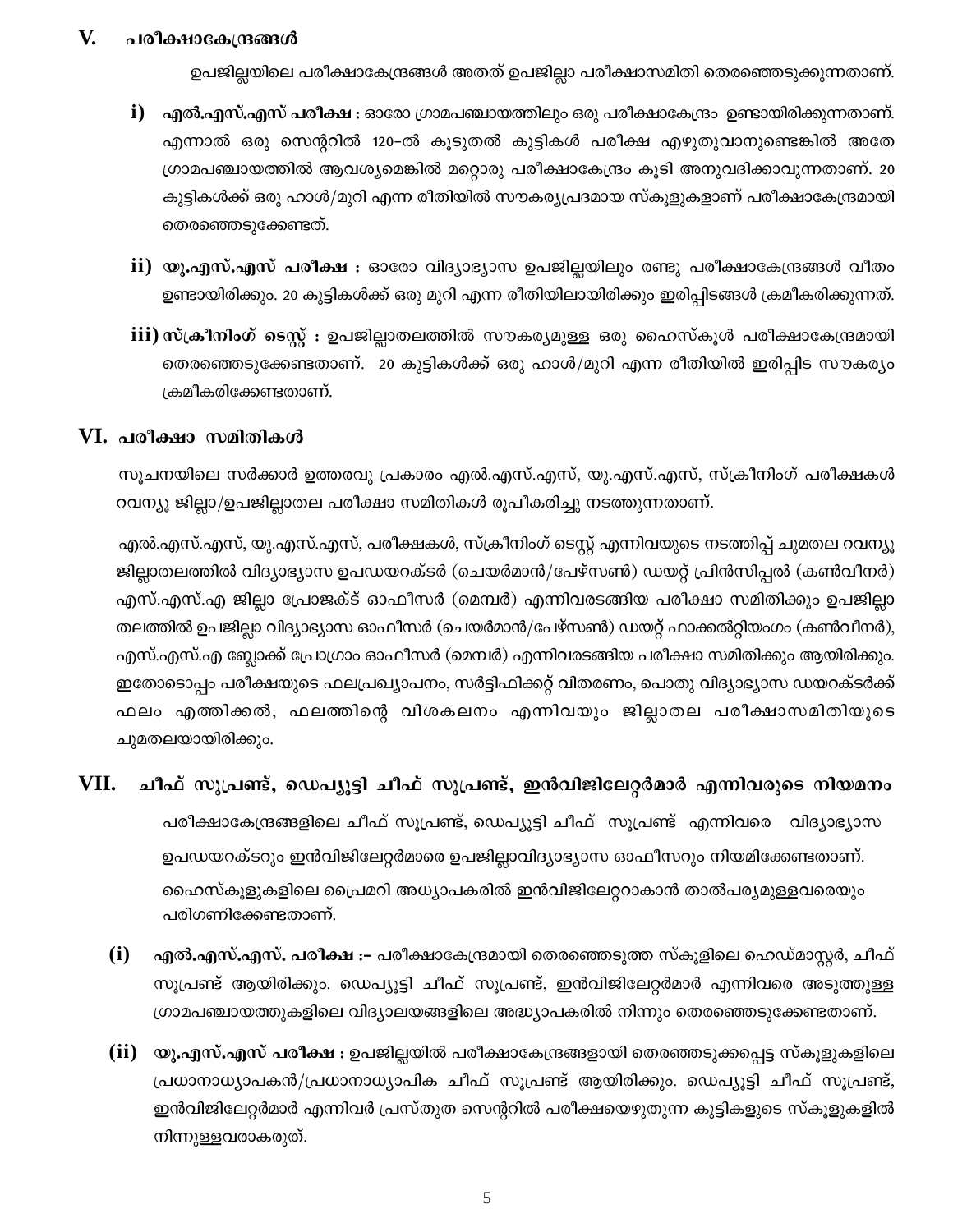## V. പരീക്ഷാകേന്ദ്രങ്ങൾ

ഉപജില്ലയിലെ പരീക്ഷാകേന്ദ്രങ്ങൾ അതത് ഉപജില്ലാ പരീക്ഷാസമിതി തെരഞ്ഞെടുക്കുന്നതാണ്.

**i) എൽ.എസ്.എസ് പരീക്ഷ :** ഓരോ ഗ്രാമപഞ്ചായത്തിലും ഒരു പരീക്ഷാകേന്ദ്രം ഉണ്ടായിരിക്കുന്നതാണ്. എന്നാൽ ഒരു സെന്ററിൽ 120-ൽ കൂടുതൽ കുട്ടികൾ പരീക്ഷ എഴുതുവാനുണ്ടെങ്കിൽ അതേ ഗ്രാമപഞ്ചായത്തിൽ ആവശ്യമെങ്കിൽ മറ്റൊരു പരീക്ഷാകേന്ദ്രം കൂടി അനുവദിക്കാവുന്നതാണ്. 20 കുട്ടികൾക്ക് ഒരു ഹാൾ/മുറി എന്ന രീതിയിൽ സൗകര്യപ്രദമായ സ്കൂളുകളാണ് പരീക്ഷാകേന്ദ്രമായി തെരഞ്ഞെടുക്കേണ്ടത്.

**ii) യു.എസ്.എസ് പരീക്ഷ :** ഓരോ വിദ്യാഭ്യാസ ഉപജില്ലയിലും രണ്ടു പരീക്ഷാകേന്ദ്രങ്ങൾ വീതം ഉണ്ടായിരിക്കും. 20 കുട്ടികൾക്ക് ഒരു മുറി എന്ന രീതിയിലായിരിക്കും ഇരിപ്പിടങ്ങൾ ക്രമീകരിക്കുന്നത്.

**iii) സ്ക്രീനിംഗ് ടെസ്റ്റ് :** ഉപജില്ലാതലത്തിൽ സൗകര്യമുള്ള ഒരു ഹൈസ്കൂൾ പരീക്ഷാകേന്ദ്രമായി തെരഞ്ഞെടുക്കേണ്ടതാണ്. 20 കുട്ടികൾക്ക് ഒരു ഹാൾ/മുറി എന്ന രീതിയിൽ ഇരിപ്പിട സൗകര്യം ക്രമീകരിക്കേണ്ടതാണ്.

## VI. പരീക്ഷാ സമിതികൾ

സൂചനയിലെ സർക്കാർ ഉത്തരവു പ്രകാരം എൽ.എസ്.എസ്, യു.എസ്.എസ്, സ്ക്രീനിംഗ് പരീക്ഷകൾ റവന്യൂ ജില്ലാ/ഉപജില്ലാതല പരീക്ഷാ സമിതികൾ രൂപീകരിച്ചു നടത്തുന്നതാണ്.

എൽ.എസ്.എസ്, യു.എസ്.എസ്, പരീക്ഷകൾ, സ്ക്രീനിംഗ് ടെസ്റ്റ് എന്നിവയുടെ നടത്തിപ്പ് ചുമതല റവന്യൂ ജില്ലാതലത്തിൽ വിദ്യാഭ്യാസ ഉപഡയറക്ടർ (ചെയർമാൻ/പേഴ്സൺ) ഡയറ്റ് പ്രിൻസിപ്പൽ (കൺവീനർ) എസ്.എസ്.എ ജില്ലാ പ്രോജക്ട് ഓഫീസർ (മെമ്പർ) എന്നിവരടങ്ങിയ പരീക്ഷാ സമിതിക്കും ഉപജില്ലാ തലത്തിൽ ഉപജില്ലാ വിദ്യാഭ്യാസ ഓഫീസർ (ചെയർമാൻ/പേഴ്സൺ) ഡയറ്റ് ഫാക്കൽറ്റിയംഗം (കൺവീനർ), എസ്.എസ്.എ ബ്ലോക്ക് പ്രോഗ്രാം ഓഫീസർ (മെമ്പർ) എന്നിവരടങ്ങിയ പരീക്ഷാ സമിതിക്കും ആയിരിക്കും. ഇതോടൊപ്പം പരീക്ഷയുടെ ഫലപ്രഖ്യാപനം, സർട്ടിഫിക്കറ്റ് വിതരണം, പൊതു വിദ്യാഭ്യാസ ഡയറക്ടർക്ക് ഫലം എത്തിക്കൽ, ഫലത്തിന്റെ വിശകലനം എന്നിവയും ജില്ലാതല പരീക്ഷാസമിതിയുടെ ചുമതലയായിരിക്കും.

## VII. ചീഫ് സൂപ്രണ്ട്, ഡെപ്യൂട്ടി ചീഫ് സൂപ്രണ്ട്, ഇൻവിജിലേറ്റർമാർ എന്നിവരുടെ നിയമനം

പരീക്ഷാകേന്ദ്രങ്ങളിലെ ചീഫ് സൂപ്രണ്ട്, ഡെപ്യൂട്ടി ചീഫ് സൂപ്രണ്ട് എന്നിവരെ വിദ്യാഭ്യാസ ഉപഡയറക്ടറും ഇൻവിജിലേറ്റർമാരെ ഉപജില്ലാവിദ്യാഭ്യാസ ഓഫീസറും നിയമിക്കേണ്ടതാണ്. ഹൈസ്കൂളുകളിലെ പ്രൈമറി അധ്യാപകരിൽ ഇൻവിജിലേറ്ററാകാൻ താൽപര്യമുള്ളവരെയും പരിഗണിക്കേണ്ടതാണ്.

**(i) എൽ.എസ്.എസ്. പരീക്ഷ :-** പരീക്ഷാകേന്ദ്രമായി തെരഞ്ഞെടുത്ത സ്കൂളിലെ ഹെഡ്മാസ്റ്റർ, ചീഫ് സൂപ്രണ്ട് ആയിരിക്കും. ഡെപ്യൂട്ടി ചീഫ് സൂപ്രണ്ട്, ഇൻവിജിലേറ്റർമാർ എന്നിവരെ അടുത്തുള്ള ഗ്രാമപഞ്ചായത്തുകളിലെ വിദ്യാലയങ്ങളിലെ അദ്ധ്യാപകരിൽ നിന്നും തെരഞ്ഞെടുക്കേണ്ടതാണ്.

**(ii) യു.എസ്.എസ് പരീക്ഷ :** ഉപജില്ലയിൽ പരീക്ഷാകേന്ദ്രങ്ങളായി തെരഞ്ഞടുക്കപ്പെട്ട സ്കൂളുകളിലെ പ്രധാനാധ്യാപകൻ/പ്രധാനാധ്യാപിക ചീഫ് സൂപ്രണ്ട് ആയിരിക്കും. ഡെപ്യൂട്ടി ചീഫ് സൂപ്രണ്ട്, ഇൻവിജിലേറ്റർമാർ എന്നിവർ പ്രസ്തുത സെന്ററിൽ പരീക്ഷയെഴുതുന്ന കുട്ടികളുടെ സ്കൂളുകളിൽ നിന്നുള്ളവരാകരുത്.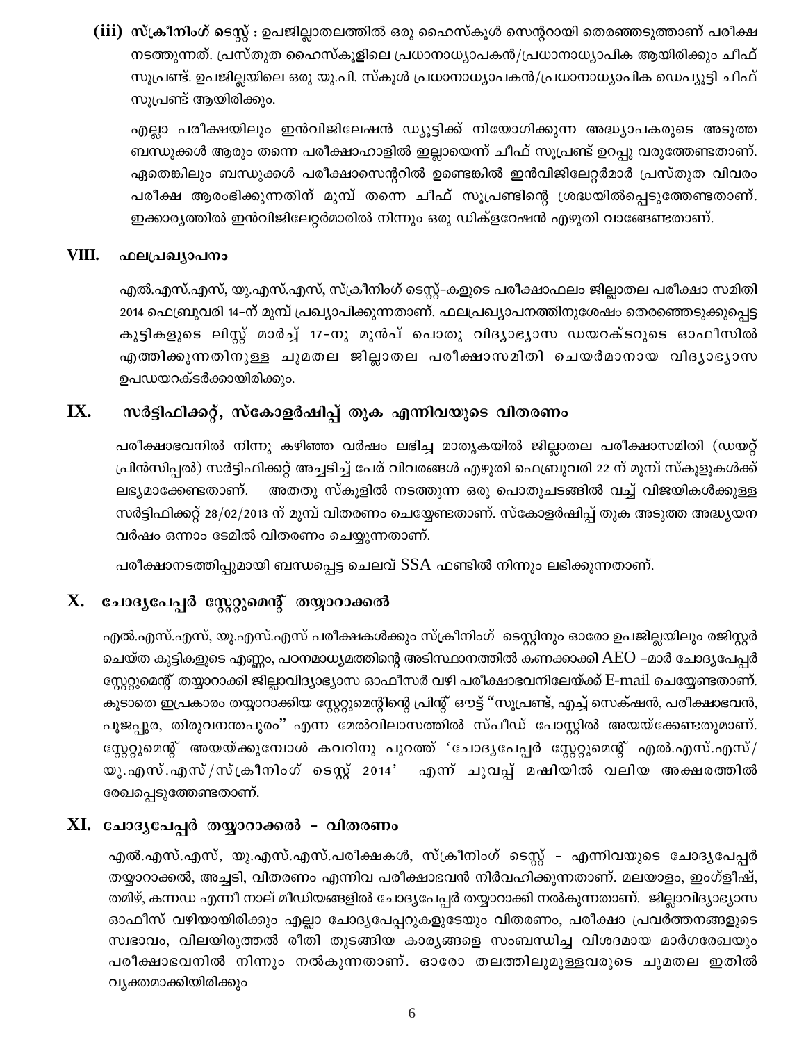**(iii) സ്ക്രീനിംഗ് ടെസ്റ്റ് :** ഉപജില്ലാതലത്തിൽ ഒരു ഹൈസ്കൂൾ സെന്ററായി തെരഞ്ഞെടുത്താണ് പരീക്ഷ നടത്തുന്നത്. പ്രസ്തുത ഹൈസ്കൂളിലെ പ്രധാനാധ്യാപകൻ/പ്രധാനാധ്യാപിക ആയിരിക്കും ചീഫ് സൂപ്രണ്ട്. ഉപജില്ലയിലെ ഒരു യു.പി. സ്കൂൾ പ്രധാനാധ്യാപകൻ/പ്രധാനാധ്യാപിക ഡെപ്യൂട്ടി ചീഫ് സൂപ്രണ്ട് ആയിരിക്കും.

എല്ലാ പരീക്ഷയിലും ഇൻവിജിലേഷൻ ഡ്യൂട്ടിക്ക് നിയോഗിക്കുന്ന അദ്ധ്യാപകരുടെ അടുത്ത ബന്ധുക്കൾ ആരും തന്നെ പരീക്ഷാഹാളിൽ ഇല്ലായെന്ന് ചീഫ് സൂപ്രണ്ട് ഉറപ്പു വരുത്തേണ്ടതാണ്. ഏതെങ്കിലും ബന്ധുക്കൾ പരീക്ഷാസെന്ററിൽ ഉണ്ടെങ്കിൽ ഇൻവിജിലേറ്റർമാർ പ്രസ്തുത വിവരം പരീക്ഷ ആരംഭിക്കുന്നതിന് മുമ്പ് തന്നെ ചീഫ് സൂപ്രണ്ടിന്റെ ശ്രദ്ധയിൽപ്പെടുത്തേണ്ടതാണ്. ഇക്കാര്യത്തിൽ ഇൻവിജിലേറ്റർമാരിൽ നിന്നും ഒരു ഡിക്ളറേഷൻ എഴുതി വാങ്ങേണ്ടതാണ്.

## VIII. ഫലപ്രഖ്യാപനം

എൽ.എസ്.എസ്, യു.എസ്.എസ്, സ്ക്രീനിംഗ് ടെസ്റ്റ്-കളുടെ പരീക്ഷാഫലം ജില്ലാതല പരീക്ഷാ സമിതി 2014 ഫെബ്രുവരി 14-ന് മുമ്പ് പ്രഖ്യാപിക്കുന്നതാണ്. ഫലപ്രഖ്യാപനത്തിനുശേഷം തെരഞ്ഞെടുക്കപ്പെട്ട കുട്ടികളുടെ ലിസ്റ്റ് മാർച്ച് 17-നു മുൻപ് പൊതു വിദ്യാഭ്യാസ ഡയറക്ടറുടെ ഓഫീസിൽ എത്തിക്കുന്നതിനുള്ള ചുമതല ജില്ലാതല പരീക്ഷാസമിതി ചെയർമാനായ വിദ്യാഭ്യാസ ഉപഡയറക്ടർക്കായിരിക്കും.

## IX. സർട്ടിഫിക്കറ്റ്, സ്കോളർഷിപ്പ് തുക എന്നിവയുടെ വിതരണം

പരീക്ഷാഭവനിൽ നിന്നു കഴിഞ്ഞ വർഷം ലഭിച്ച മാതൃകയിൽ ജില്ലാതല പരീക്ഷാസമിതി (ഡയറ്റ് പ്രിൻസിപ്പൽ) സർട്ടിഫിക്കറ്റ് അച്ചടിച്ച് പേർ വിവരങ്ങൾ എഴുതി ഫെബ്രുവരി 22 ന് മുമ്പ് സ്കൂളുകൾക്ക് ലഭ്യമാക്കേണ്ടതാണ്. അതതു സ്കൂളിൽ നടത്തുന്ന ഒരു പൊതുചടങ്ങിൽ വച്ച് വിജയികൾക്കുള്ള സർട്ടിഫിക്കറ്റ് 28/02/2013 ന് മുമ്പ് വിതരണം ചെയ്യേണ്ടതാണ്. സ്കോളർഷിപ്പ് തുക അടുത്ത അദ്ധ്യയന വർഷം ഒന്നാം ടേമിൽ വിതരണം ചെയ്യുന്നതാണ്.

പരീക്ഷാനടത്തിപ്പുമായി ബന്ധപ്പെട്ട ചെലവ് SSA ഫണ്ടിൽ നിന്നും ലഭിക്കുന്നതാണ്.

## X. ചോദ്യപേപ്പർ സ്റ്റേറ്റുമെന്റ് തയ്യാറാക്കൽ

എൽ.എസ്.എസ്, യു.എസ്.എസ് പരീക്ഷകൾക്കും സ്ക്രീനിംഗ് ടെസ്റ്റിനും ഓരോ ഉപജില്ലയിലും രജിസ്റ്റർ ചെയ്ത കുട്ടികളുടെ എണ്ണം, പഠനമാധ്യമത്തിന്റെ അടിസ്ഥാനത്തിൽ കണക്കാക്കി AEO -മാർ ചോദ്യപേപ്പർ സ്റ്റേറ്റുമെന്റ് തയ്യാറാക്കി ജില്ലാവിദ്യാഭ്യാസ ഓഫീസർ വഴി പരീക്ഷാഭവനിലേയ്ക്ക് E-mail ചെയ്യേണ്ടതാണ്. കൂടാതെ ഇപ്രകാരം തയ്യാറാക്കിയ സ്റ്റേറ്റുമെന്റിന്റെ പ്രിന്റ് ഔട്ട് "സൂപ്രണ്ട്, എച്ച് സെക്ഷൻ, പരീക്ഷാഭവൻ, പൂജപ്പുര, തിരുവനന്തപുരം" എന്ന മേൽവിലാസത്തിൽ സ്പീഡ് പോസ്റ്റിൽ അയയ്ക്കേണ്ടതുമാണ്. സ്റ്റേറ്റുമെന്റ് അയയ്ക്കുമ്പോൾ കവറിനു പുറത്ത് 'ചോദ്യപേപ്പർ സ്റ്റേറ്റുമെന്റ് എൽ.എസ്.എസ്/ യു.എസ്.എസ്/സ്ക്രീനിംഗ് ടെസ്റ്റ് 2014' എന്ന് ചുവപ്പ് മഷിയിൽ വലിയ അക്ഷരത്തിൽ രേഖപ്പെടുത്തേണ്ടതാണ്.

## XI. ചോദ്യപേപ്പർ തയ്യാറാക്കൽ - വിതരണം

എൽ.എസ്.എസ്, യു.എസ്.എസ്.പരീക്ഷകൾ, സ്ക്രീനിംഗ് ടെസ്റ്റ് - എന്നിവയുടെ ചോദ്യപേപ്പർ തയ്യാറാക്കൽ, അച്ചടി, വിതരണം എന്നിവ പരീക്ഷാഭവൻ നിർവഹിക്കുന്നതാണ്. മലയാളം, ഇംഗ്ലീഷ്, തമിഴ്, കന്നഡ എന്നീ നാല് മീഡിയങ്ങളിൽ ചോദ്യപേപ്പർ തയ്യാറാക്കി നൽകുന്നതാണ്. ജില്ലാവിദ്യാഭ്യാസ ഓഫീസ് വഴിയായിരിക്കും എല്ലാ ചോദ്യപേപ്പറുകളുടേയും വിതരണം, പരീക്ഷാ പ്രവർത്തനങ്ങളുടെ സ്വഭാവം, വിലയിരുത്തൽ രീതി തുടങ്ങിയ കാര്യങ്ങളെ സംബന്ധിച്ച വിശദമായ മാർഗരേഖയും പരീക്ഷാഭവനിൽ നിന്നും നൽകുന്നതാണ്. ഓരോ തലത്തിലുമുള്ളവരുടെ ചുമതല ഇതിൽ വ്യക്തമാക്കിയിരിക്കും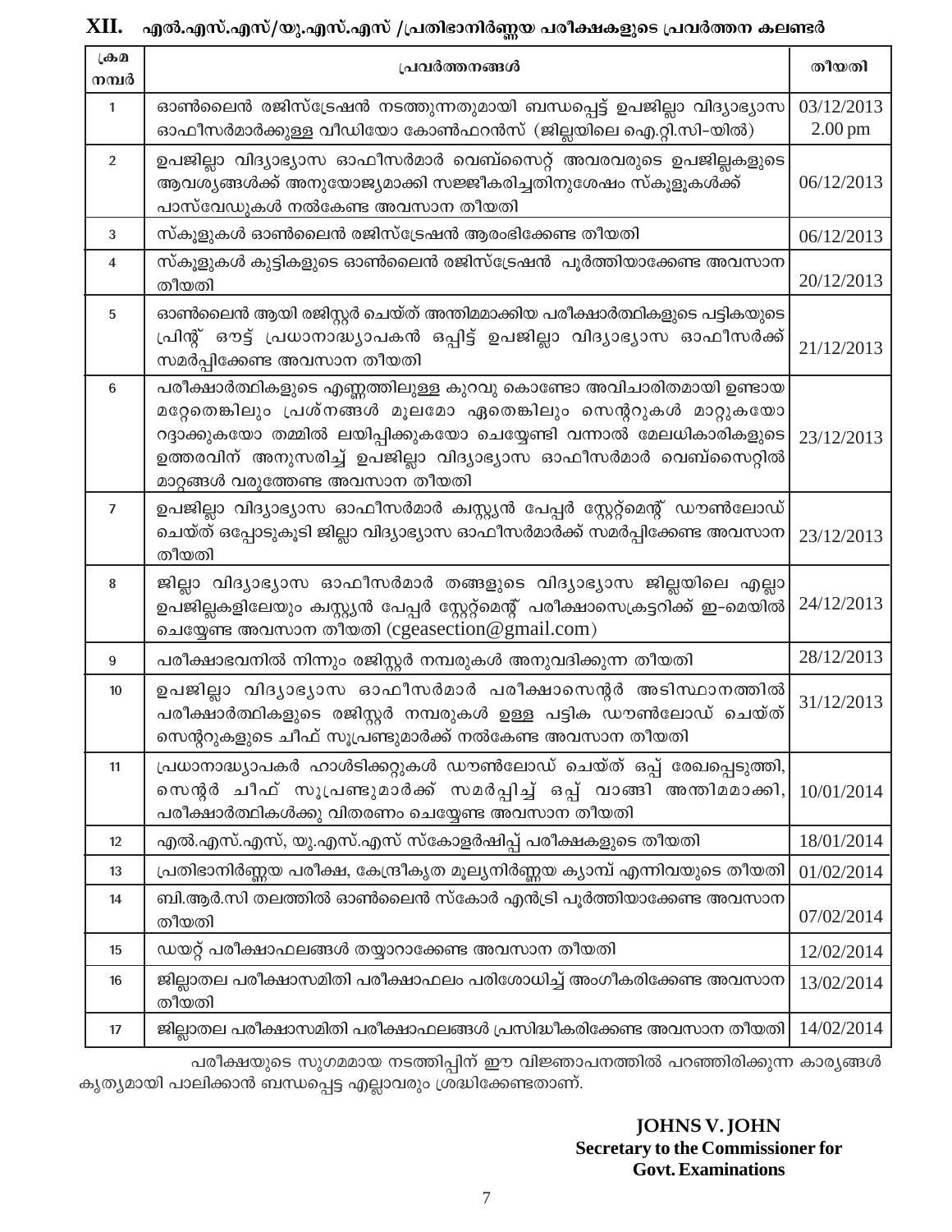## XII. എൽ.എസ്.എസ്/യു.എസ്.എസ് /പ്രതിഭാനിർണ്ണയ പരീക്ഷകളുടെ പ്രവർത്തന കലണ്ടർ

| ക്രമ നമ്പർ | പ്രവർത്തനങ്ങൾ | തീയതി |
|---|---|---|
| 1 | ഓൺലൈൻ രജിസ്ട്രേഷൻ നടത്തുന്നതുമായി ബന്ധപ്പെട്ട് ഉപജില്ലാ വിദ്യാഭ്യാസ ഓഫീസർമാർക്കുള്ള വീഡിയോ കോൺഫറൻസ് (ജില്ലയിലെ ഐ.റ്റി.സി-യിൽ) | 03/12/2013 2.00 pm |
| 2 | ഉപജില്ലാ വിദ്യാഭ്യാസ ഓഫീസർമാർ വെബ്സൈറ്റ് അവരവരുടെ ഉപജില്ലകളുടെ ആവശ്യങ്ങൾക്ക് അനുയോജ്യമാക്കി സജ്ജീകരിച്ചതിനുശേഷം സ്കൂളുകൾക്ക് പാസ്‌വേഡുകൾ നൽകേണ്ട അവസാന തീയതി | 06/12/2013 |
| 3 | സ്കൂളുകൾ ഓൺലൈൻ രജിസ്ട്രേഷൻ ആരംഭിക്കേണ്ട തീയതി | 06/12/2013 |
| 4 | സ്കൂളുകൾ കുട്ടികളുടെ ഓൺലൈൻ രജിസ്ട്രേഷൻ പൂർത്തിയാക്കേണ്ട അവസാന തീയതി | 20/12/2013 |
| 5 | ഓൺലൈൻ ആയി രജിസ്റ്റർ ചെയ്ത് അന്തിമമാക്കിയ പരീക്ഷാർത്ഥികളുടെ പട്ടികയുടെ പ്രിന്റ് ഔട്ട് പ്രധാനാദ്ധ്യാപകൻ ഒപ്പിട്ട് ഉപജില്ലാ വിദ്യാഭ്യാസ ഓഫീസർക്ക് സമർപ്പിക്കേണ്ട അവസാന തീയതി | 21/12/2013 |
| 6 | പരീക്ഷാർത്ഥികളുടെ എണ്ണത്തിലുള്ള കുറവു കൊണ്ടോ അവിചാരിതമായി ഉണ്ടായ മറ്റേതെങ്കിലും പ്രശ്നങ്ങൾ മൂലമോ ഏതെങ്കിലും സെന്ററുകൾ മാറ്റുകയോ റദ്ദാക്കുകയോ തമ്മിൽ ലയിപ്പിക്കുകയോ ചെയ്യേണ്ടി വന്നാൽ മേലധികാരികളുടെ ഉത്തരവിന് അനുസരിച്ച് ഉപജില്ലാ വിദ്യാഭ്യാസ ഓഫീസർമാർ വെബ്സൈറ്റിൽ മാറ്റങ്ങൾ വരുത്തേണ്ട അവസാന തീയതി | 23/12/2013 |
| 7 | ഉപജില്ലാ വിദ്യാഭ്യാസ ഓഫീസർമാർ ക്വസ്റ്റ്യൻ പേപ്പർ സ്റ്റേറ്റ്മെന്റ് ഡൗൺലോഡ് ചെയ്ത് ഒപ്പോടുകൂടി ജില്ലാ വിദ്യാഭ്യാസ ഓഫീസർമാർക്ക് സമർപ്പിക്കേണ്ട അവസാന തീയതി | 23/12/2013 |
| 8 | ജില്ലാ വിദ്യാഭ്യാസ ഓഫീസർമാർ തങ്ങളുടെ വിദ്യാഭ്യാസ ജില്ലയിലെ എല്ലാ ഉപജില്ലകളിലേയും ക്വസ്റ്റ്യൻ പേപ്പർ സ്റ്റേറ്റ്മെന്റ് പരീക്ഷാസെക്രട്ടറിക്ക് ഇ-മെയിൽ ചെയ്യേണ്ട അവസാന തീയതി (cgeasection@gmail.com) | 24/12/2013 |
| 9 | പരീക്ഷാഭവനിൽ നിന്നും രജിസ്റ്റർ നമ്പരുകൾ അനുവദിക്കുന്ന തീയതി | 28/12/2013 |
| 10 | ഉപജില്ലാ വിദ്യാഭ്യാസ ഓഫീസർമാർ പരീക്ഷാസെന്റർ അടിസ്ഥാനത്തിൽ പരീക്ഷാർത്ഥികളുടെ രജിസ്റ്റർ നമ്പരുകൾ ഉള്ള പട്ടിക ഡൗൺലോഡ് ചെയ്ത് സെന്ററുകളുടെ ചീഫ് സൂപ്രണ്ടുമാർക്ക് നൽകേണ്ട അവസാന തീയതി | 31/12/2013 |
| 11 | പ്രധാനാദ്ധ്യാപകർ ഹാൾടിക്കറ്റുകൾ ഡൗൺലോഡ് ചെയ്ത് ഒപ്പ് രേഖപ്പെടുത്തി, സെന്റർ ചീഫ് സൂപ്രണ്ടുമാർക്ക് സമർപ്പിച്ച് ഒപ്പ് വാങ്ങി അന്തിമമാക്കി, പരീക്ഷാർത്ഥികൾക്കു വിതരണം ചെയ്യേണ്ട അവസാന തീയതി | 10/01/2014 |
| 12 | എൽ.എസ്.എസ്, യു.എസ്.എസ് സ്കോളർഷിപ്പ് പരീക്ഷകളുടെ തീയതി | 18/01/2014 |
| 13 | പ്രതിഭാനിർണ്ണയ പരീക്ഷ, കേന്ദ്രീകൃത മൂല്യനിർണ്ണയ ക്യാമ്പ് എന്നിവയുടെ തീയതി | 01/02/2014 |
| 14 | ബി.ആർ.സി തലത്തിൽ ഓൺലൈൻ സ്കോർ എൻട്രി പൂർത്തിയാക്കേണ്ട അവസാന തീയതി | 07/02/2014 |
| 15 | ഡയറ്റ് പരീക്ഷാഫലങ്ങൾ തയ്യാറാക്കേണ്ട അവസാന തീയതി | 12/02/2014 |
| 16 | ജില്ലാതല പരീക്ഷാസമിതി പരീക്ഷാഫലം പരിശോധിച്ച് അംഗീകരിക്കേണ്ട അവസാന തീയതി | 13/02/2014 |
| 17 | ജില്ലാതല പരീക്ഷാസമിതി പരീക്ഷാഫലങ്ങൾ പ്രസിദ്ധീകരിക്കേണ്ട അവസാന തീയതി | 14/02/2014 |

പരീക്ഷയുടെ സുഗമമായ നടത്തിപ്പിന് ഈ വിജ്ഞാപനത്തിൽ പറഞ്ഞിരിക്കുന്ന കാര്യങ്ങൾ കൃത്യമായി പാലിക്കാൻ ബന്ധപ്പെട്ട എല്ലാവരും ശ്രദ്ധിക്കേണ്ടതാണ്.

**JOHNS V. JOHN**
**Secretary to the Commissioner for Govt. Examinations**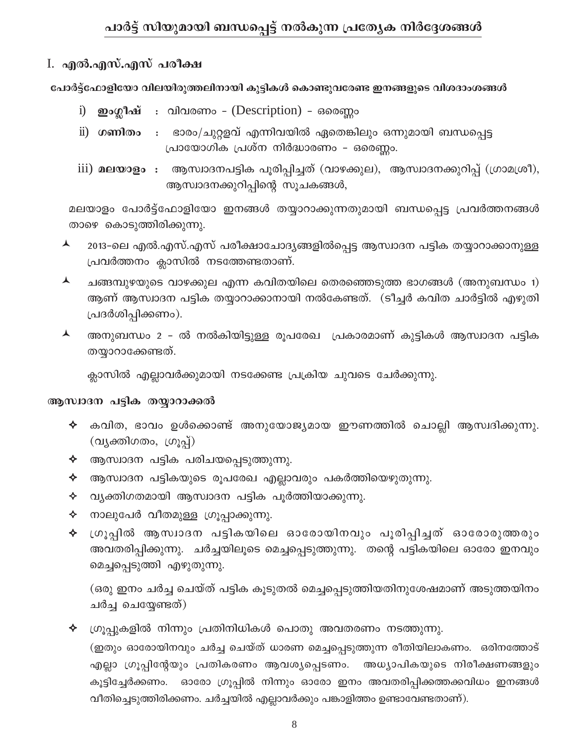## പാർട്ട് സിയുമായി ബന്ധപ്പെട്ട് നൽകുന്ന പ്രത്യേക നിർദ്ദേശങ്ങൾ

### I. എൽ.എസ്.എസ് പരീക്ഷ

**പോർട്ട്ഫോളിയോ വിലയിരുത്തലിനായി കുട്ടികൾ കൊണ്ടുവരേണ്ട ഇനങ്ങളുടെ വിശദാംശങ്ങൾ**

i) **ഇംഗ്ലീഷ്** : വിവരണം - (Description) - ഒരെണ്ണം

ii) **ഗണിതം** : ഭാരം/ചുറ്റളവ് എന്നിവയിൽ ഏതെങ്കിലും ഒന്നുമായി ബന്ധപ്പെട്ട പ്രായോഗിക പ്രശ്ന നിർദ്ധാരണം - ഒരെണ്ണം.

iii) **മലയാളം** : ആസ്വാദനപട്ടിക പൂരിപ്പിച്ചത് (വാഴക്കുല), ആസ്വാദനക്കുറിപ്പ് (ഗ്രാമശ്രീ), ആസ്വാദനക്കുറിപ്പിന്റെ സൂചകങ്ങൾ,

മലയാളം പോർട്ട്ഫോളിയോ ഇനങ്ങൾ തയ്യാറാക്കുന്നതുമായി ബന്ധപ്പെട്ട പ്രവർത്തനങ്ങൾ താഴെ കൊടുത്തിരിക്കുന്നു.

- 2013-ലെ എൽ.എസ്.എസ് പരീക്ഷാചോദ്യങ്ങളിൽപ്പെട്ട ആസ്വാദന പട്ടിക തയ്യാറാക്കാനുള്ള പ്രവർത്തനം ക്ലാസിൽ നടത്തേണ്ടതാണ്.
- ചങ്ങമ്പുഴയുടെ വാഴക്കുല എന്ന കവിതയിലെ തെരഞ്ഞെടുത്ത ഭാഗങ്ങൾ (അനുബന്ധം 1) ആണ് ആസ്വാദന പട്ടിക തയ്യാറാക്കാനായി നൽകേണ്ടത്. (ടീച്ചർ കവിത ചാർട്ടിൽ എഴുതി പ്രദർശിപ്പിക്കണം).
- അനുബന്ധം 2 - ൽ നൽകിയിട്ടുള്ള രൂപരേഖ പ്രകാരമാണ് കുട്ടികൾ ആസ്വാദന പട്ടിക തയ്യാറാക്കേണ്ടത്.

ക്ലാസിൽ എല്ലാവർക്കുമായി നടക്കേണ്ട പ്രക്രിയ ചുവടെ ചേർക്കുന്നു.

**ആസ്വാദന പട്ടിക തയ്യാറാക്കൽ**

- കവിത, ഭാവം ഉൾക്കൊണ്ട് അനുയോജ്യമായ ഈണത്തിൽ ചൊല്ലി ആസ്വദിക്കുന്നു. (വ്യക്തിഗതം, ഗ്രൂപ്പ്)
- ആസ്വാദന പട്ടിക പരിചയപ്പെടുത്തുന്നു.
- ആസ്വാദന പട്ടികയുടെ രൂപരേഖ എല്ലാവരും പകർത്തിയെഴുതുന്നു.
- വ്യക്തിഗതമായി ആസ്വാദന പട്ടിക പൂർത്തിയാക്കുന്നു.
- നാലുപേർ വീതമുള്ള ഗ്രൂപ്പാക്കുന്നു.
- ഗ്രൂപ്പിൽ ആസ്വാദന പട്ടികയിലെ ഓരോയിനവും പൂരിപ്പിച്ചത് ഓരോരുത്തരും അവതരിപ്പിക്കുന്നു. ചർച്ചയിലൂടെ മെച്ചപ്പെടുത്തുന്നു. തന്റെ പട്ടികയിലെ ഓരോ ഇനവും മെച്ചപ്പെടുത്തി എഴുതുന്നു.

  (ഒരു ഇനം ചർച്ച ചെയ്ത് പട്ടിക കൂടുതൽ മെച്ചപ്പെടുത്തിയതിനുശേഷമാണ് അടുത്തയിനം ചർച്ച ചെയ്യേണ്ടത്)

- ഗ്രൂപ്പുകളിൽ നിന്നും പ്രതിനിധികൾ പൊതു അവതരണം നടത്തുന്നു.

  (ഇതും ഓരോയിനവും ചർച്ച ചെയ്ത് ധാരണ മെച്ചപ്പെടുത്തുന്ന രീതിയിലാകണം. ഒരിനത്തോട് എല്ലാ ഗ്രൂപ്പിന്റേയും പ്രതികരണം ആവശ്യപ്പെടണം. അധ്യാപികയുടെ നിരീക്ഷണങ്ങളും കൂട്ടിച്ചേർക്കണം. ഓരോ ഗ്രൂപ്പിൽ നിന്നും ഓരോ ഇനം അവതരിപ്പിക്കത്തക്കവിധം ഇനങ്ങൾ വീതിച്ചെടുത്തിരിക്കണം. ചർച്ചയിൽ എല്ലാവർക്കും പങ്കാളിത്തം ഉണ്ടാവേണ്ടതാണ്).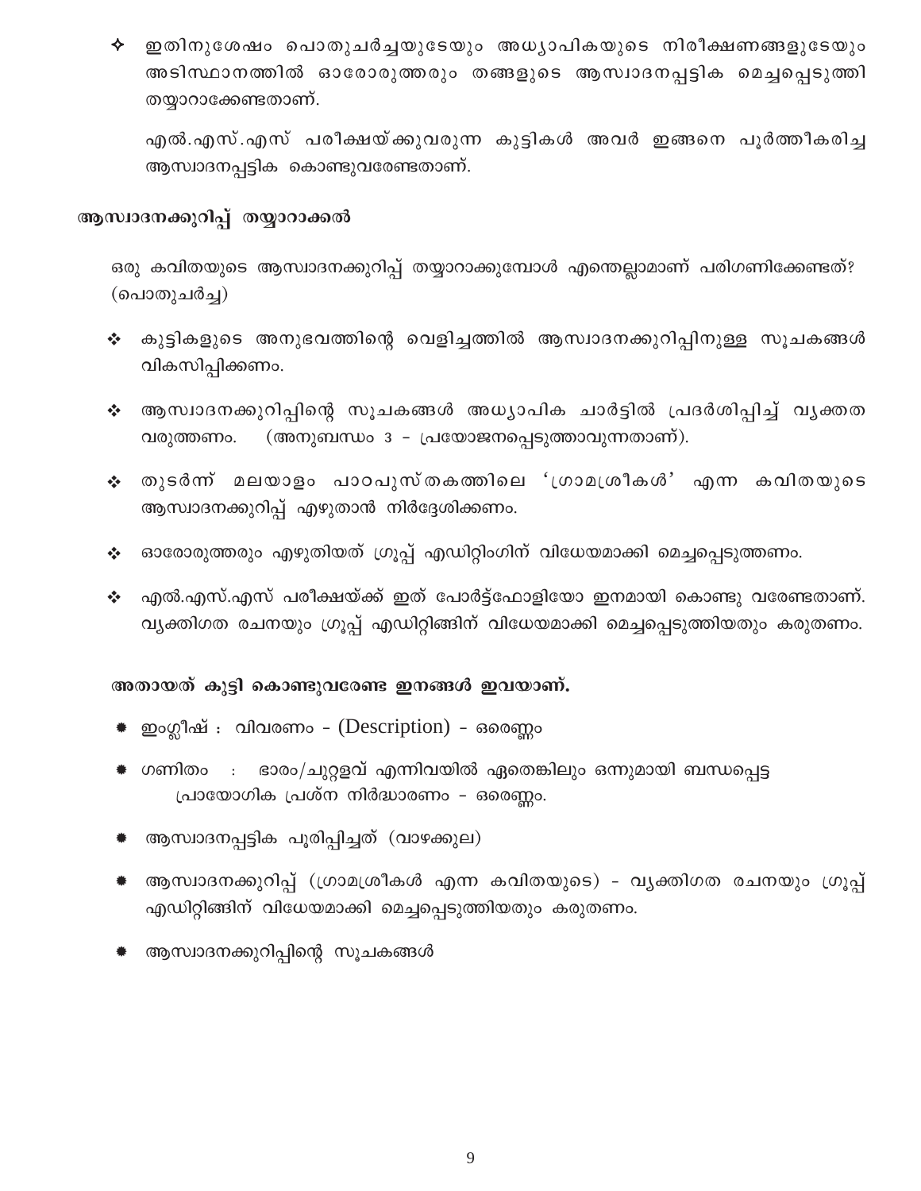- ഇതിനുശേഷം പൊതുചർച്ചയുടേയും അധ്യാപികയുടെ നിരീക്ഷണങ്ങളുടേയും അടിസ്ഥാനത്തിൽ ഓരോരുത്തരും തങ്ങളുടെ ആസ്വാദനപ്പട്ടിക മെച്ചപ്പെടുത്തി തയ്യാറാക്കേണ്ടതാണ്.

  എൽ.എസ്.എസ് പരീക്ഷയ്ക്കുവരുന്ന കുട്ടികൾ അവർ ഇങ്ങനെ പൂർത്തീകരിച്ച ആസ്വാദനപ്പട്ടിക കൊണ്ടുവരേണ്ടതാണ്.

## ആസ്വാദനക്കുറിപ്പ് തയ്യാറാക്കൽ

ഒരു കവിതയുടെ ആസ്വാദനക്കുറിപ്പ് തയ്യാറാക്കുമ്പോൾ എന്തെല്ലാമാണ് പരിഗണിക്കേണ്ടത്? (പൊതുചർച്ച)

- കുട്ടികളുടെ അനുഭവത്തിന്റെ വെളിച്ചത്തിൽ ആസ്വാദനക്കുറിപ്പിനുള്ള സൂചകങ്ങൾ വികസിപ്പിക്കണം.
- ആസ്വാദനക്കുറിപ്പിന്റെ സൂചകങ്ങൾ അധ്യാപിക ചാർട്ടിൽ പ്രദർശിപ്പിച്ച് വ്യക്തത വരുത്തണം. (അനുബന്ധം 3 - പ്രയോജനപ്പെടുത്താവുന്നതാണ്).
- തുടർന്ന് മലയാളം പാഠപുസ്തകത്തിലെ 'ഗ്രാമശ്രീകൾ' എന്ന കവിതയുടെ ആസ്വാദനക്കുറിപ്പ് എഴുതാൻ നിർദ്ദേശിക്കണം.
- ഓരോരുത്തരും എഴുതിയത് ഗ്രൂപ്പ് എഡിറ്റിംഗിന് വിധേയമാക്കി മെച്ചപ്പെടുത്തണം.
- എൽ.എസ്.എസ് പരീക്ഷയ്ക്ക് ഇത് പോർട്ട്ഫോളിയോ ഇനമായി കൊണ്ടു വരേണ്ടതാണ്. വ്യക്തിഗത രചനയും ഗ്രൂപ്പ് എഡിറ്റിങ്ങിന് വിധേയമാക്കി മെച്ചപ്പെടുത്തിയതും കരുതണം.

**അതായത് കുട്ടി കൊണ്ടുവരേണ്ട ഇനങ്ങൾ ഇവയാണ്.**

- ഇംഗ്ലീഷ് : വിവരണം - (Description) - ഒരെണ്ണം
- ഗണിതം : ഭാരം/ചുറ്റളവ് എന്നിവയിൽ ഏതെങ്കിലും ഒന്നുമായി ബന്ധപ്പെട്ട പ്രായോഗിക പ്രശ്ന നിർദ്ധാരണം - ഒരെണ്ണം.
- ആസ്വാദനപ്പട്ടിക പൂരിപ്പിച്ചത് (വാഴക്കുല)
- ആസ്വാദനക്കുറിപ്പ് (ഗ്രാമശ്രീകൾ എന്ന കവിതയുടെ) - വ്യക്തിഗത രചനയും ഗ്രൂപ്പ് എഡിറ്റിങ്ങിന് വിധേയമാക്കി മെച്ചപ്പെടുത്തിയതും കരുതണം.
- ആസ്വാദനക്കുറിപ്പിന്റെ സൂചകങ്ങൾ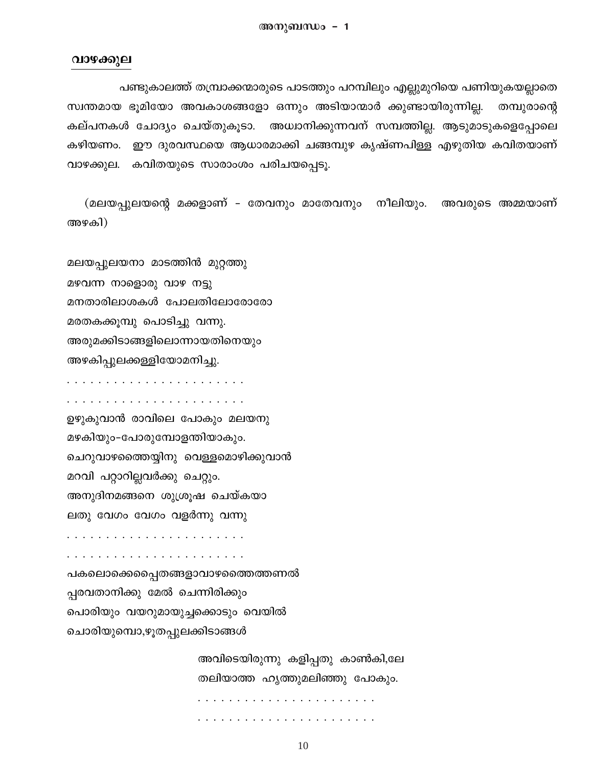## അനുബന്ധം - 1

### വാഴക്കുല

പണ്ടുകാലത്ത് തമ്പ്രാക്കന്മാരുടെ പാടത്തും പറമ്പിലും എല്ലുമുറിയെ പണിയുകയല്ലാതെ സ്വന്തമായ ഭൂമിയോ അവകാശങ്ങളോ ഒന്നും അടിയാന്മാർ ക്കുണ്ടായിരുന്നില്ല. തമ്പുരാന്റെ കല്പനകൾ ചോദ്യം ചെയ്തുകൂടാ. അധ്വാനിക്കുന്നവന് സമ്പത്തില്ല. ആടുമാടുകളെപ്പോലെ കഴിയണം. ഈ ദുരവസ്ഥയെ ആധാരമാക്കി ചങ്ങമ്പുഴ കൃഷ്ണപിള്ള എഴുതിയ കവിതയാണ് വാഴക്കുല. കവിതയുടെ സാരാംശം പരിചയപ്പെടൂ.

(മലയപ്പുലയന്റെ മക്കളാണ് - തേവനും മാതേവനും നീലിയും. അവരുടെ അമ്മയാണ് അഴകി)

മലയപ്പുലയനാ മാടത്തിൻ മുറ്റത്തു
മഴവന്ന നാളൊരു വാഴ നട്ടു
മനതാരിലാശകൾ പോലതിലോരോരോ
മരതകക്കൂമ്പു പൊടിച്ചു വന്നു.
അരുമക്കിടാങ്ങളിലൊന്നായതിനെയും
അഴകിപ്പുലക്കള്ളിയോമനിച്ചു.

. . . . . . . . . . . . . . . . . . . . . .
. . . . . . . . . . . . . . . . . . . . . .

ഉഴുകുവാൻ രാവിലെ പോകും മലയനു
മഴകിയും-പോരുമ്പോളന്തിയാകും.
ചെറുവാഴത്തൈയ്യിനു വെള്ളമൊഴിക്കുവാൻ
മറവി പറ്റാറില്ലവർക്കു ചെറ്റും.
അനുദിനമങ്ങനെ ശുശ്രൂഷ ചെയ്കയാ
ലതു വേഗം വേഗം വളർന്നു വന്നു

. . . . . . . . . . . . . . . . . . . . . .
. . . . . . . . . . . . . . . . . . . . . .

പകലൊക്കെപ്പൈതങ്ങളാവാഴത്തൈത്തണൽ
പ്പരവതാനിക്കു മേൽ ചെന്നിരിക്കും
പൊരിയും വയറുമായുച്ചക്കൊടും വെയിൽ
ചൊരിയുമ്പൊ,ഴൂതപ്പുലക്കിടാങ്ങൾ

അവിടെയിരുന്നു കളിപ്പതു കാൺകി,ലേ
തലിയാത്ത ഹൃത്തുമലിഞ്ഞു പോകും.

. . . . . . . . . . . . . . . . . . . . . .
. . . . . . . . . . . . . . . . . . . . . .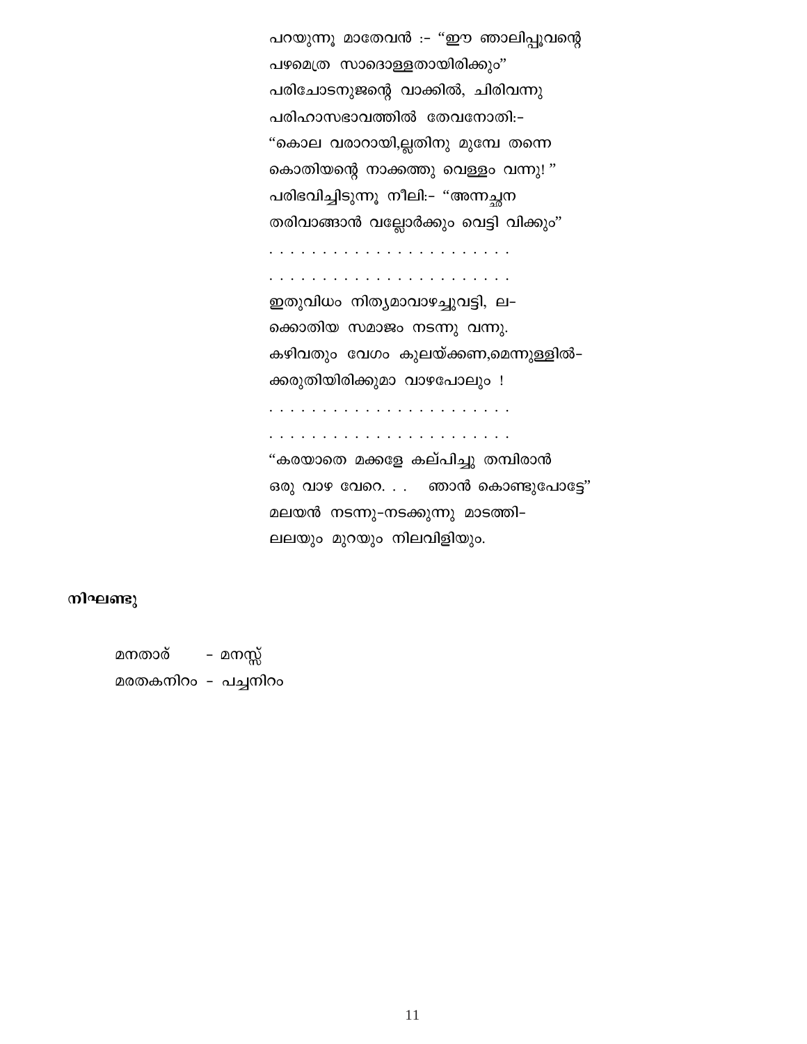പറയുന്നൂ മാതേവൻ :– "ഈ ഞാലിപ്പൂവന്റെ  
പഴമെത്ര സാദൊള്ളതായിരിക്കും"  
പരിചോടനുജന്റെ വാക്കിൽ, ചിരിവന്നു  
പരിഹാസഭാവത്തിൽ തേവനോതി:–  
"കൊല വരാറായി,ല്ലതിനു മുമ്പേ തന്നെ  
കൊതിയന്റെ നാക്കത്തു വെള്ളം വന്നു! "  
പരിഭവിച്ചിടുന്നൂ നീലി:– "അന്നച്ഛന  
തരിവാങ്ങാൻ വല്ലോർക്കും വെട്ടി വിക്കും"

. . . . . . . . . . . . . . . . . . . . . .

. . . . . . . . . . . . . . . . . . . . . .

ഇതുവിധം നിത്യമാവാഴച്ചുവട്ടി, ല–  
ക്കൊതിയ സമാജം നടന്നു വന്നു.  
കഴിവതും വേഗം കുലയ്ക്കണ,മെന്നുള്ളിൽ–  
ക്കരുതിയിരിക്കുമാ വാഴപോലും !

. . . . . . . . . . . . . . . . . . . . . .

. . . . . . . . . . . . . . . . . . . . . .

"കരയാതെ മക്കളേ കല്പിച്ചു തമ്പിരാൻ  
ഒരു വാഴ വേറെ. . .   ഞാൻ കൊണ്ടുപോട്ടേ"  
മലയൻ നടന്നു–നടക്കുന്നു മാടത്തി–  
ലലയും മുറയും നിലവിളിയും.

**നിഘണ്ടു**

മനതാര്   – മനസ്സ്  
മരതകനിറം – പച്ചനിറം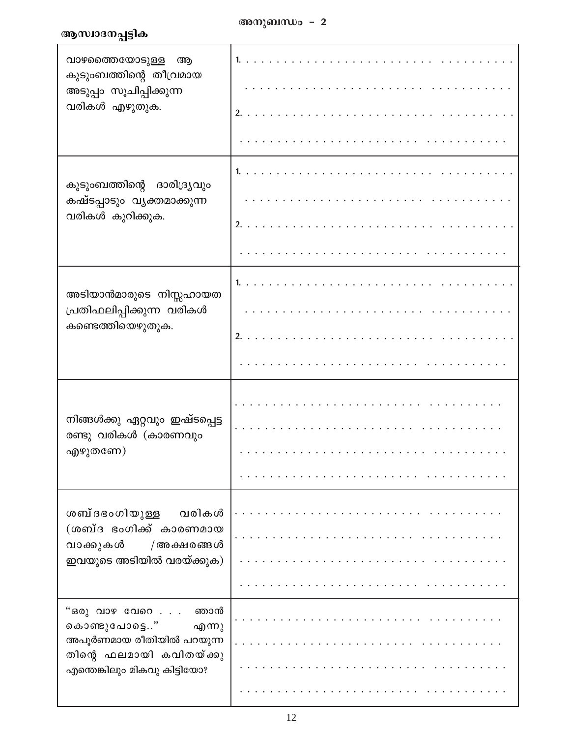# അനുബന്ധം – 2

**ആസ്വാദനപ്പട്ടിക**

| | |
|---|---|
| വാഴത്തൈയോടുള്ള ആ കുടുംബത്തിന്റെ തീവ്രമായ അടുപ്പം സൂചിപ്പിക്കുന്ന വരികൾ എഴുതുക. | 1. . . . . . . . . . . . . . . . . . . . . . . . . . . . . . . . . . . . . . . . . . . . . . . . . . . . . . . . . . . . . . . . . . . . . .<br>2. . . . . . . . . . . . . . . . . . . . . . . . . . . . . . . . . . . . . . . . . . . . . . . . . . . . . . . . . . . . . . . . . . . . . . . |
| കുടുംബത്തിന്റെ ദാരിദ്ര്യവും കഷ്ടപ്പാടും വ്യക്തമാക്കുന്ന വരികൾ കുറിക്കുക. | 1. . . . . . . . . . . . . . . . . . . . . . . . . . . . . . . . . . . . . . . . . . . . . . . . . . . . . . . . . . . . . . . . . . . . . .<br>2. . . . . . . . . . . . . . . . . . . . . . . . . . . . . . . . . . . . . . . . . . . . . . . . . . . . . . . . . . . . . . . . . . . . . . . |
| അടിയാൻമാരുടെ നിസ്സഹായത പ്രതിഫലിപ്പിക്കുന്ന വരികൾ കണ്ടെത്തിയെഴുതുക. | 1. . . . . . . . . . . . . . . . . . . . . . . . . . . . . . . . . . . . . . . . . . . . . . . . . . . . . . . . . . . . . . . . . . . . . .<br>2. . . . . . . . . . . . . . . . . . . . . . . . . . . . . . . . . . . . . . . . . . . . . . . . . . . . . . . . . . . . . . . . . . . . . . . |
| നിങ്ങൾക്കു ഏറ്റവും ഇഷ്ടപ്പെട്ട രണ്ടു വരികൾ (കാരണവും എഴുതണേ) | . . . . . . . . . . . . . . . . . . . . . . . . . . . . . . . . . . . . . . . . . . . . . . . . . . . . . . . . . . . . . . . . . . . . . . . . . . . . . . . . . . . . . . . . . . . . . . |
| ശബ്ദഭംഗിയുള്ള വരികൾ (ശബ്ദ ഭംഗിക്ക് കാരണമായ വാക്കുകൾ /അക്ഷരങ്ങൾ ഇവയുടെ അടിയിൽ വരയ്ക്കുക) | . . . . . . . . . . . . . . . . . . . . . . . . . . . . . . . . . . . . . . . . . . . . . . . . . . . . . . . . . . . . . . . . . . . . . . . . . . . . . . . . . . . . . . . . . . . . . . |
| "ഒരു വാഴ വേറെ . . . ഞാൻ കൊണ്ടുപോട്ടെ.." എന്നു അപൂർണമായ രീതിയിൽ പറയുന്നതിന്റെ ഫലമായി കവിതയ്ക്കു എന്തെങ്കിലും മികവു കിട്ടിയോ? | . . . . . . . . . . . . . . . . . . . . . . . . . . . . . . . . . . . . . . . . . . . . . . . . . . . . . . . . . . . . . . . . . . . . . . . . . . . . . . . . . . . . . . . . . . . . . . |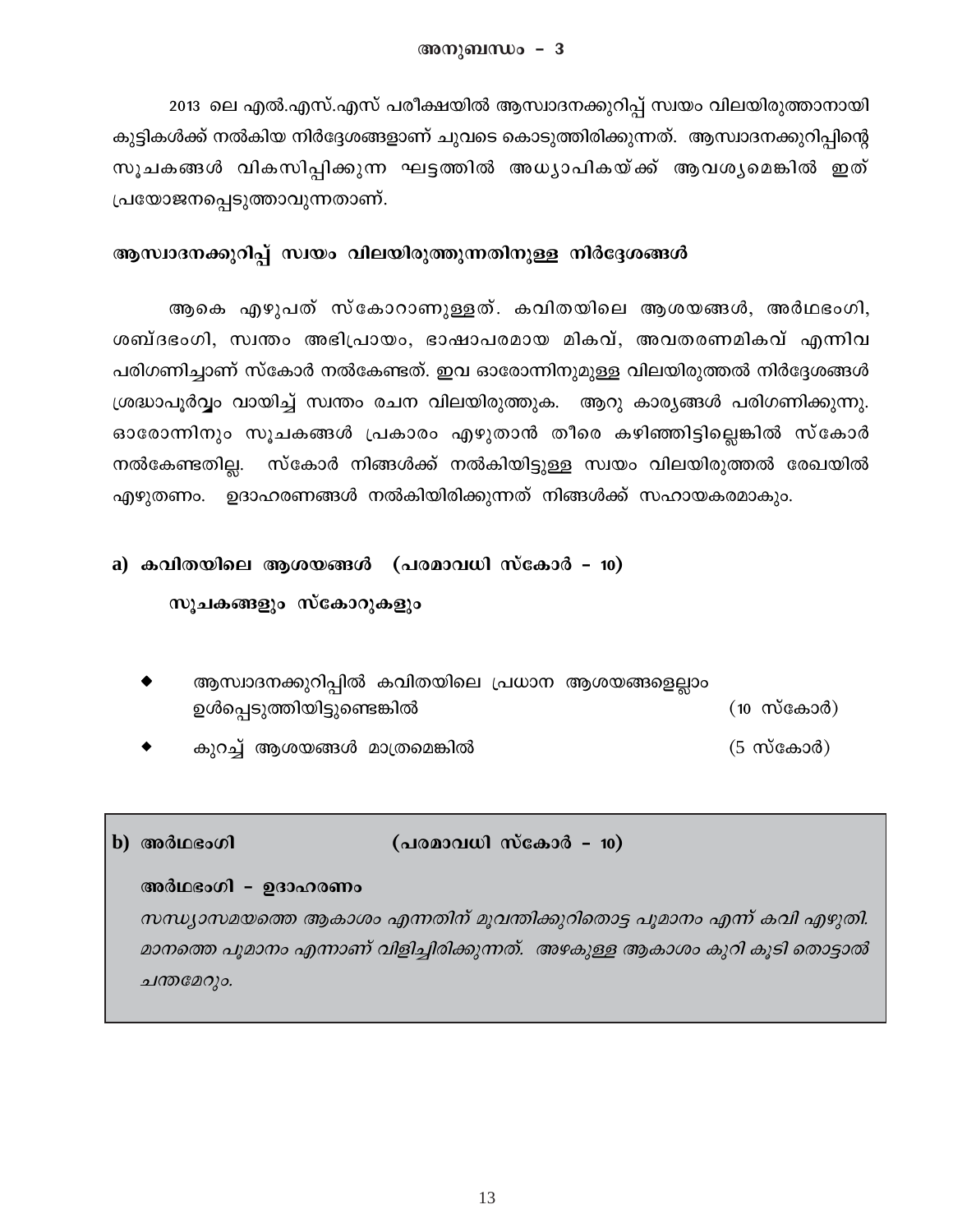## അനുബന്ധം – 3

2013 ലെ എൽ.എസ്.എസ് പരീക്ഷയിൽ ആസ്വാദനക്കുറിപ്പ് സ്വയം വിലയിരുത്താനായി കുട്ടികൾക്ക് നൽകിയ നിർദ്ദേശങ്ങളാണ് ചുവടെ കൊടുത്തിരിക്കുന്നത്. ആസ്വാദനക്കുറിപ്പിന്റെ സൂചകങ്ങൾ വികസിപ്പിക്കുന്ന ഘട്ടത്തിൽ അധ്യാപികയ്ക്ക് ആവശ്യമെങ്കിൽ ഇത് പ്രയോജനപ്പെടുത്താവുന്നതാണ്.

### ആസ്വാദനക്കുറിപ്പ് സ്വയം വിലയിരുത്തുന്നതിനുള്ള നിർദ്ദേശങ്ങൾ

ആകെ എഴുപത് സ്കോറാണുള്ളത്. കവിതയിലെ ആശയങ്ങൾ, അർഥഭംഗി, ശബ്ദഭംഗി, സ്വന്തം അഭിപ്രായം, ഭാഷാപരമായ മികവ്, അവതരണമികവ് എന്നിവ പരിഗണിച്ചാണ് സ്കോർ നൽകേണ്ടത്. ഇവ ഓരോന്നിനുമുള്ള വിലയിരുത്തൽ നിർദ്ദേശങ്ങൾ ശ്രദ്ധാപൂർവ്വം വായിച്ച് സ്വന്തം രചന വിലയിരുത്തുക. ആറു കാര്യങ്ങൾ പരിഗണിക്കുന്നു. ഓരോന്നിനും സൂചകങ്ങൾ പ്രകാരം എഴുതാൻ തീരെ കഴിഞ്ഞിട്ടില്ലെങ്കിൽ സ്കോർ നൽകേണ്ടതില്ല. സ്കോർ നിങ്ങൾക്ക് നൽകിയിട്ടുള്ള സ്വയം വിലയിരുത്തൽ രേഖയിൽ എഴുതണം. ഉദാഹരണങ്ങൾ നൽകിയിരിക്കുന്നത് നിങ്ങൾക്ക് സഹായകരമാകും.

**a) കവിതയിലെ ആശയങ്ങൾ (പരമാവധി സ്കോർ – 10)**

**സൂചകങ്ങളും സ്കോറുകളും**

- ആസ്വാദനക്കുറിപ്പിൽ കവിതയിലെ പ്രധാന ആശയങ്ങളെല്ലാം ഉൾപ്പെടുത്തിയിട്ടുണ്ടെങ്കിൽ (10 സ്കോർ)
- കുറച്ച് ആശയങ്ങൾ മാത്രമെങ്കിൽ (5 സ്കോർ)

**b) അർഥഭംഗി (പരമാവധി സ്കോർ – 10)**

**അർഥഭംഗി – ഉദാഹരണം**

*സന്ധ്യാസമയത്തെ ആകാശം എന്നതിന് മൂവന്തിക്കുറിതൊട്ട പൂമാനം എന്ന് കവി എഴുതി. മാനത്തെ പൂമാനം എന്നാണ് വിളിച്ചിരിക്കുന്നത്. അഴകുള്ള ആകാശം കുറി കൂടി തൊട്ടാൽ ചന്തമേറും.*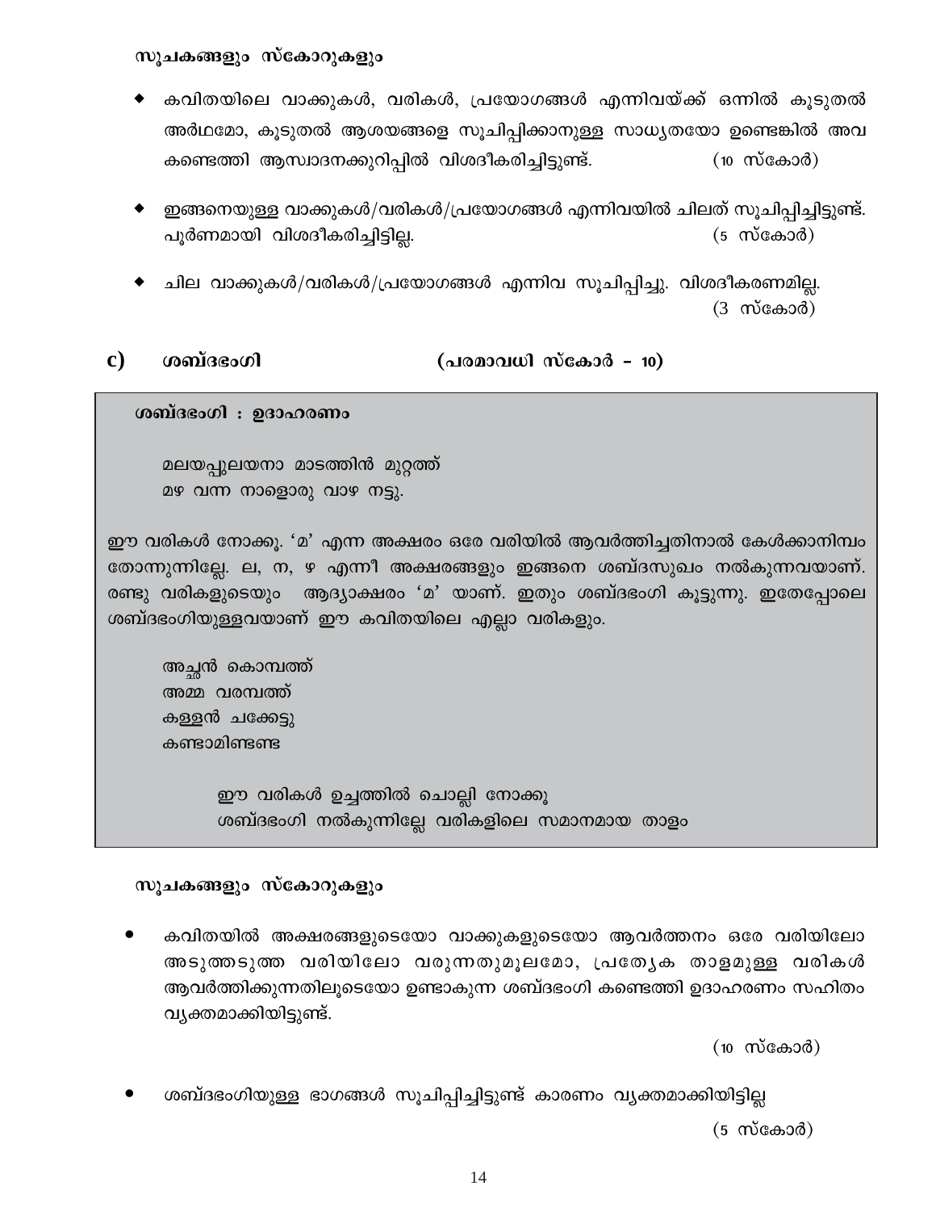**സൂചകങ്ങളും സ്കോറുകളും**

- കവിതയിലെ വാക്കുകൾ, വരികൾ, പ്രയോഗങ്ങൾ എന്നിവയ്ക്ക് ഒന്നിൽ കൂടുതൽ അർഥമോ, കൂടുതൽ ആശയങ്ങളെ സൂചിപ്പിക്കാനുള്ള സാധ്യതയോ ഉണ്ടെങ്കിൽ അവ കണ്ടെത്തി ആസ്വാദനക്കുറിപ്പിൽ വിശദീകരിച്ചിട്ടുണ്ട്. (10 സ്കോർ)
- ഇങ്ങനെയുള്ള വാക്കുകൾ/വരികൾ/പ്രയോഗങ്ങൾ എന്നിവയിൽ ചിലത് സൂചിപ്പിച്ചിട്ടുണ്ട്. പൂർണമായി വിശദീകരിച്ചിട്ടില്ല. (5 സ്കോർ)
- ചില വാക്കുകൾ/വരികൾ/പ്രയോഗങ്ങൾ എന്നിവ സൂചിപ്പിച്ചു. വിശദീകരണമില്ല. (3 സ്കോർ)

## c) ശബ്ദഭംഗി (പരമാവധി സ്കോർ - 10)

**ശബ്ദഭംഗി : ഉദാഹരണം**

മലയപ്പുലയനാ മാടത്തിൻ മുറ്റത്ത്
മഴ വന്ന നാളൊരു വാഴ നട്ടു.

ഈ വരികൾ നോക്കൂ. 'മ' എന്ന അക്ഷരം ഒരേ വരിയിൽ ആവർത്തിച്ചതിനാൽ കേൾക്കാനിമ്പം തോന്നുന്നില്ലേ. ല, ന, ഴ എന്നീ അക്ഷരങ്ങളും ഇങ്ങനെ ശബ്ദസുഖം നൽകുന്നവയാണ്. രണ്ടു വരികളുടെയും ആദ്യാക്ഷരം 'മ' യാണ്. ഇതും ശബ്ദഭംഗി കൂട്ടുന്നു. ഇതേപ്പോലെ ശബ്ദഭംഗിയുള്ളവയാണ് ഈ കവിതയിലെ എല്ലാ വരികളും.

അച്ഛൻ കൊമ്പത്ത്
അമ്മ വരമ്പത്ത്
കള്ളൻ ചക്കേട്ടു
കണ്ടാമിണ്ടണ്ട

ഈ വരികൾ ഉച്ചത്തിൽ ചൊല്ലി നോക്കൂ
ശബ്ദഭംഗി നൽകുന്നില്ലേ വരികളിലെ സമാനമായ താളം

**സൂചകങ്ങളും സ്കോറുകളും**

- കവിതയിൽ അക്ഷരങ്ങളുടെയോ വാക്കുകളുടെയോ ആവർത്തനം ഒരേ വരിയിലോ അടുത്തടുത്ത വരിയിലോ വരുന്നതുമൂലമോ, പ്രത്യേക താളമുള്ള വരികൾ ആവർത്തിക്കുന്നതിലൂടെയോ ഉണ്ടാകുന്ന ശബ്ദഭംഗി കണ്ടെത്തി ഉദാഹരണം സഹിതം വ്യക്തമാക്കിയിട്ടുണ്ട്. (10 സ്കോർ)
- ശബ്ദഭംഗിയുള്ള ഭാഗങ്ങൾ സൂചിപ്പിച്ചിട്ടുണ്ട് കാരണം വ്യക്തമാക്കിയിട്ടില്ല (5 സ്കോർ)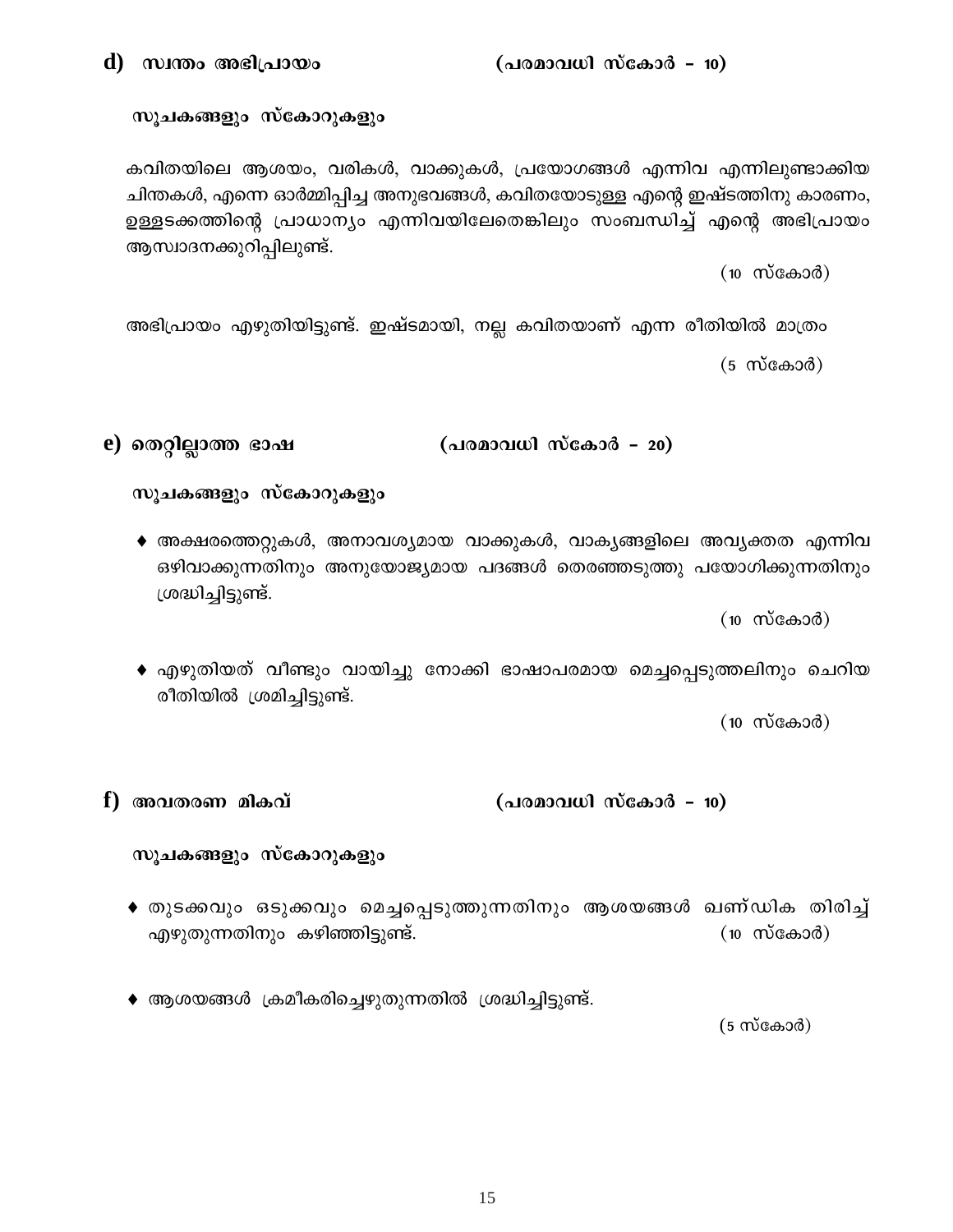## d) സ്വന്തം അഭിപ്രായം (പരമാവധി സ്കോർ – 10)

**സൂചകങ്ങളും സ്കോറുകളും**

കവിതയിലെ ആശയം, വരികൾ, വാക്കുകൾ, പ്രയോഗങ്ങൾ എന്നിവ എന്നിലുണ്ടാക്കിയ ചിന്തകൾ, എന്നെ ഓർമ്മിപ്പിച്ച അനുഭവങ്ങൾ, കവിതയോടുള്ള എന്റെ ഇഷ്ടത്തിനു കാരണം, ഉള്ളടക്കത്തിന്റെ പ്രാധാന്യം എന്നിവയിലേതെങ്കിലും സംബന്ധിച്ച് എന്റെ അഭിപ്രായം ആസ്വാദനക്കുറിപ്പിലുണ്ട്.

(10 സ്കോർ)

അഭിപ്രായം എഴുതിയിട്ടുണ്ട്. ഇഷ്ടമായി, നല്ല കവിതയാണ് എന്ന രീതിയിൽ മാത്രം

(5 സ്കോർ)

## e) തെറ്റില്ലാത്ത ഭാഷ (പരമാവധി സ്കോർ – 20)

**സൂചകങ്ങളും സ്കോറുകളും**

- അക്ഷരത്തെറ്റുകൾ, അനാവശ്യമായ വാക്കുകൾ, വാക്യങ്ങളിലെ അവ്യക്തത എന്നിവ ഒഴിവാക്കുന്നതിനും അനുയോജ്യമായ പദങ്ങൾ തെരഞ്ഞെടുത്തു പയോഗിക്കുന്നതിനും ശ്രദ്ധിച്ചിട്ടുണ്ട്.

  (10 സ്കോർ)

- എഴുതിയത് വീണ്ടും വായിച്ചു നോക്കി ഭാഷാപരമായ മെച്ചപ്പെടുത്തലിനും ചെറിയ രീതിയിൽ ശ്രമിച്ചിട്ടുണ്ട്.

  (10 സ്കോർ)

## f) അവതരണ മികവ് (പരമാവധി സ്കോർ – 10)

**സൂചകങ്ങളും സ്കോറുകളും**

- തുടക്കവും ഒടുക്കവും മെച്ചപ്പെടുത്തുന്നതിനും ആശയങ്ങൾ ഖണ്ഡിക തിരിച്ച് എഴുതുന്നതിനും കഴിഞ്ഞിട്ടുണ്ട്. (10 സ്കോർ)

- ആശയങ്ങൾ ക്രമീകരിച്ചെഴുതുന്നതിൽ ശ്രദ്ധിച്ചിട്ടുണ്ട്.

  (5 സ്കോർ)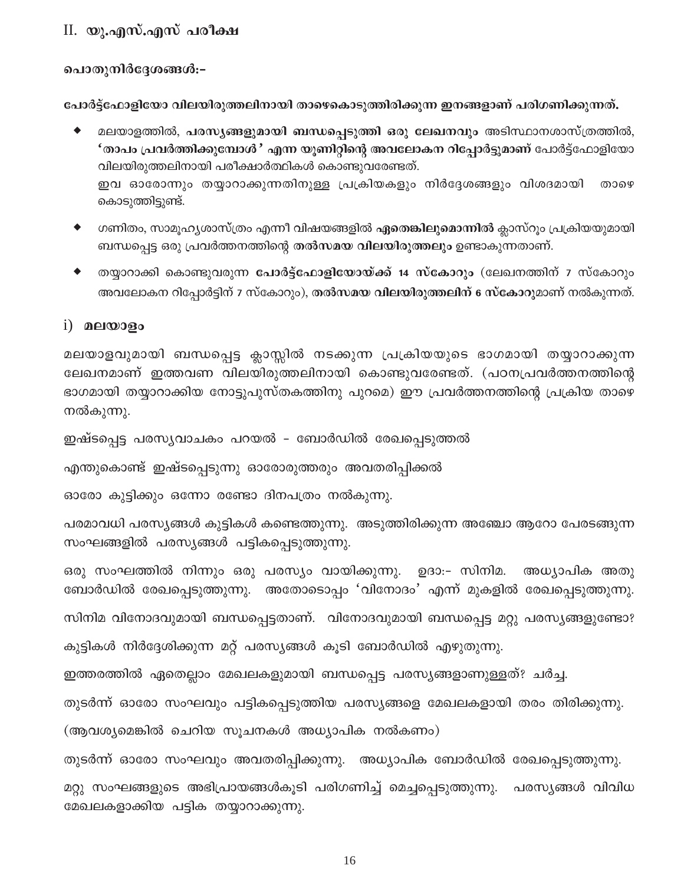## II. യു.എസ്.എസ് പരീക്ഷ

**പൊതുനിർദ്ദേശങ്ങൾ:-**

**പോർട്ട്ഫോളിയോ വിലയിരുത്തലിനായി താഴെകൊടുത്തിരിക്കുന്ന ഇനങ്ങളാണ് പരിഗണിക്കുന്നത്.**

- മലയാളത്തിൽ, **പരസ്യങ്ങളുമായി ബന്ധപ്പെടുത്തി ഒരു ലേഖനവും** അടിസ്ഥാനശാസ്ത്രത്തിൽ, **'താപം പ്രവർത്തിക്കുമ്പോൾ' എന്ന യൂണിറ്റിന്റെ അവലോകന റിപ്പോർട്ടുമാണ്** പോർട്ട്ഫോളിയോ വിലയിരുത്തലിനായി പരീക്ഷാർത്ഥികൾ കൊണ്ടുവരേണ്ടത്.
  ഇവ ഓരോന്നും തയ്യാറാക്കുന്നതിനുള്ള പ്രക്രിയകളും നിർദ്ദേശങ്ങളും വിശദമായി താഴെ കൊടുത്തിട്ടുണ്ട്.
- ഗണിതം, സാമൂഹ്യശാസ്ത്രം എന്നീ വിഷയങ്ങളിൽ **ഏതെങ്കിലുമൊന്നിൽ** ക്ലാസ്റൂം പ്രക്രിയയുമായി ബന്ധപ്പെട്ട ഒരു പ്രവർത്തനത്തിന്റെ **തൽസമയ വിലയിരുത്തലും** ഉണ്ടാകുന്നതാണ്.
- തയ്യാറാക്കി കൊണ്ടുവരുന്ന **പോർട്ട്ഫോളിയോയ്ക്ക് 14 സ്കോറും** (ലേഖനത്തിന് 7 സ്കോറും അവലോകന റിപ്പോർട്ടിന് 7 സ്കോറും), **തൽസമയ വിലയിരുത്തലിന് 6 സ്കോറുമാണ്** നൽകുന്നത്.

### i) മലയാളം

മലയാളവുമായി ബന്ധപ്പെട്ട ക്ലാസ്സിൽ നടക്കുന്ന പ്രക്രിയയുടെ ഭാഗമായി തയ്യാറാക്കുന്ന ലേഖനമാണ് ഇത്തവണ വിലയിരുത്തലിനായി കൊണ്ടുവരേണ്ടത്. (പഠനപ്രവർത്തനത്തിന്റെ ഭാഗമായി തയ്യാറാക്കിയ നോട്ടുപുസ്തകത്തിനു പുറമെ) ഈ പ്രവർത്തനത്തിന്റെ പ്രക്രിയ താഴെ നൽകുന്നു.

ഇഷ്ടപ്പെട്ട പരസ്യവാചകം പറയൽ - ബോർഡിൽ രേഖപ്പെടുത്തൽ

എന്തുകൊണ്ട് ഇഷ്ടപ്പെടുന്നു ഓരോരുത്തരും അവതരിപ്പിക്കൽ

ഓരോ കുട്ടിക്കും ഒന്നോ രണ്ടോ ദിനപത്രം നൽകുന്നു.

പരമാവധി പരസ്യങ്ങൾ കുട്ടികൾ കണ്ടെത്തുന്നു. അടുത്തിരിക്കുന്ന അഞ്ചോ ആറോ പേരടങ്ങുന്ന സംഘങ്ങളിൽ പരസ്യങ്ങൾ പട്ടികപ്പെടുത്തുന്നു.

ഒരു സംഘത്തിൽ നിന്നും ഒരു പരസ്യം വായിക്കുന്നു. ഉദാ:- സിനിമ. അധ്യാപിക അതു ബോർഡിൽ രേഖപ്പെടുത്തുന്നു. അതോടൊപ്പം 'വിനോദം' എന്ന് മുകളിൽ രേഖപ്പെടുത്തുന്നു.

സിനിമ വിനോദവുമായി ബന്ധപ്പെട്ടതാണ്. വിനോദവുമായി ബന്ധപ്പെട്ട മറ്റു പരസ്യങ്ങളുണ്ടോ?

കുട്ടികൾ നിർദ്ദേശിക്കുന്ന മറ്റ് പരസ്യങ്ങൾ കൂടി ബോർഡിൽ എഴുതുന്നു.

ഇത്തരത്തിൽ ഏതെല്ലാം മേഖലകളുമായി ബന്ധപ്പെട്ട പരസ്യങ്ങളാണുള്ളത്? ചർച്ച.

തുടർന്ന് ഓരോ സംഘവും പട്ടികപ്പെടുത്തിയ പരസ്യങ്ങളെ മേഖലകളായി തരം തിരിക്കുന്നു.

(ആവശ്യമെങ്കിൽ ചെറിയ സൂചനകൾ അധ്യാപിക നൽകണം)

തുടർന്ന് ഓരോ സംഘവും അവതരിപ്പിക്കുന്നു. അധ്യാപിക ബോർഡിൽ രേഖപ്പെടുത്തുന്നു.

മറ്റു സംഘങ്ങളുടെ അഭിപ്രായങ്ങൾകൂടി പരിഗണിച്ച് മെച്ചപ്പെടുത്തുന്നു. പരസ്യങ്ങൾ വിവിധ മേഖലകളാക്കിയ പട്ടിക തയ്യാറാക്കുന്നു.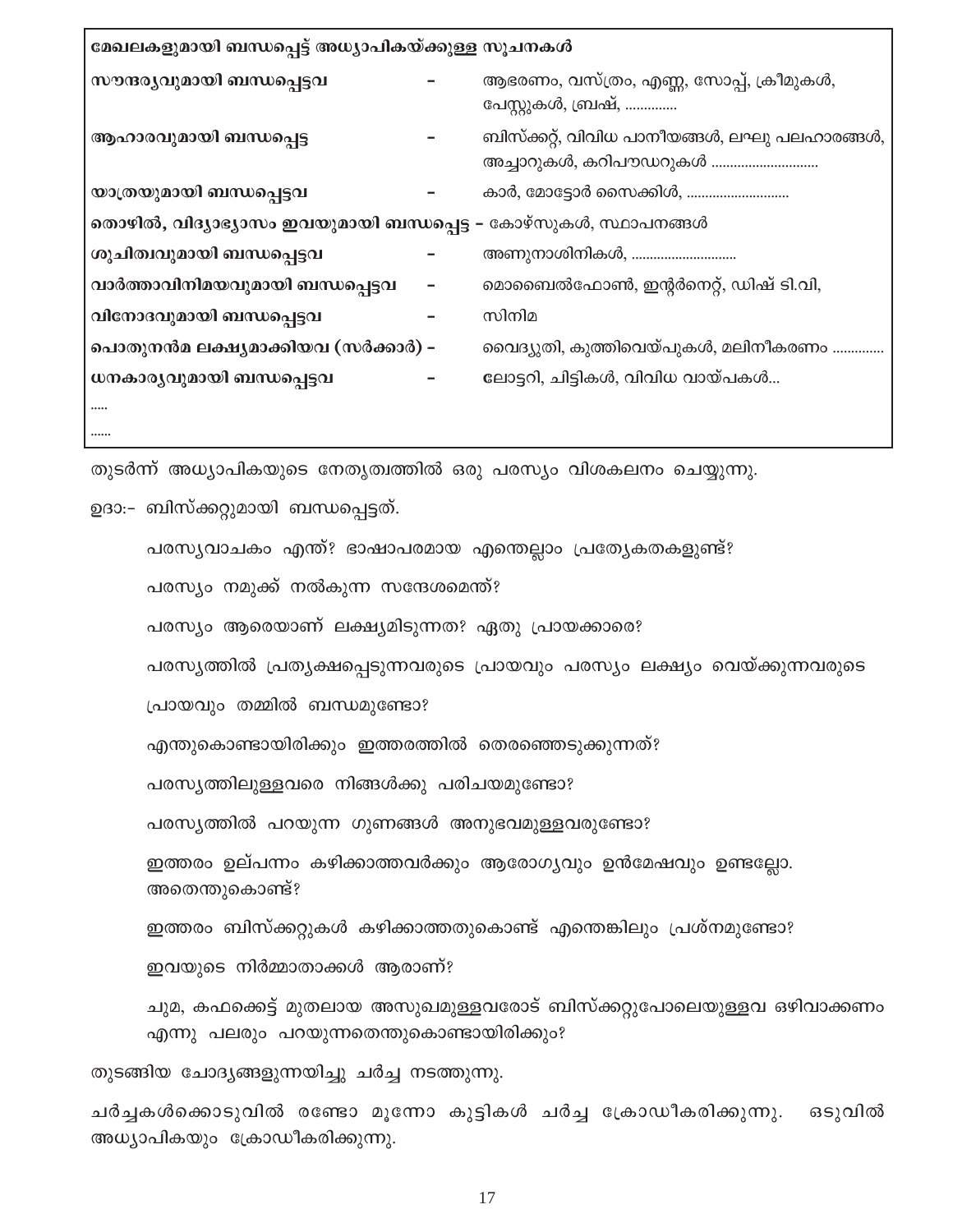| മേഖലകളുമായി ബന്ധപ്പെട്ട് അധ്യാപികയ്ക്കുള്ള സൂചനകൾ | | |
|---|---|---|
| സൗന്ദര്യവുമായി ബന്ധപ്പെട്ടവ | – | ആഭരണം, വസ്ത്രം, എണ്ണ, സോപ്പ്, ക്രീമുകൾ, പേസ്റ്റുകൾ, ബ്രഷ്, ............. |
| ആഹാരവുമായി ബന്ധപ്പെട്ട | – | ബിസ്ക്കറ്റ്, വിവിധ പാനീയങ്ങൾ, ലഘു പലഹാരങ്ങൾ, അച്ചാറുകൾ, കറിപൗഡറുകൾ ............................ |
| യാത്രയുമായി ബന്ധപ്പെട്ടവ | – | കാർ, മോട്ടോർ സൈക്കിൾ, ........................... |
| തൊഴിൽ, വിദ്യാഭ്യാസം ഇവയുമായി ബന്ധപ്പെട്ട | – | കോഴ്സുകൾ, സ്ഥാപനങ്ങൾ |
| ശുചിത്വവുമായി ബന്ധപ്പെട്ടവ | – | അണുനാശിനികൾ, ............................ |
| വാർത്താവിനിമയവുമായി ബന്ധപ്പെട്ടവ | – | മൊബൈൽഫോൺ, ഇന്റർനെറ്റ്, ഡിഷ് ടി.വി, |
| വിനോദവുമായി ബന്ധപ്പെട്ടവ | – | സിനിമ |
| പൊതുനൻമ ലക്ഷ്യമാക്കിയവ (സർക്കാർ) | – | വൈദ്യുതി, കുത്തിവെയ്പുകൾ, മലിനീകരണം ............. |
| ധനകാര്യവുമായി ബന്ധപ്പെട്ടവ | – | ലോട്ടറി, ചിട്ടികൾ, വിവിധ വായ്പകൾ... |
| ..... | | |
| ...... | | |

തുടർന്ന് അധ്യാപികയുടെ നേതൃത്വത്തിൽ ഒരു പരസ്യം വിശകലനം ചെയ്യുന്നു.

ഉദാ:- ബിസ്ക്കറ്റുമായി ബന്ധപ്പെട്ടത്.

പരസ്യവാചകം എന്ത്? ഭാഷാപരമായ എന്തെല്ലാം പ്രത്യേകതകളുണ്ട്?

പരസ്യം നമുക്ക് നൽകുന്ന സന്ദേശമെന്ത്?

പരസ്യം ആരെയാണ് ലക്ഷ്യമിടുന്നത? ഏതു പ്രായക്കാരെ?

പരസ്യത്തിൽ പ്രത്യക്ഷപ്പെടുന്നവരുടെ പ്രായവും പരസ്യം ലക്ഷ്യം വെയ്ക്കുന്നവരുടെ പ്രായവും തമ്മിൽ ബന്ധമുണ്ടോ?

എന്തുകൊണ്ടായിരിക്കും ഇത്തരത്തിൽ തെരഞ്ഞെടുക്കുന്നത്?

പരസ്യത്തിലുള്ളവരെ നിങ്ങൾക്കു പരിചയമുണ്ടോ?

പരസ്യത്തിൽ പറയുന്ന ഗുണങ്ങൾ അനുഭവമുള്ളവരുണ്ടോ?

ഇത്തരം ഉല്പന്നം കഴിക്കാത്തവർക്കും ആരോഗ്യവും ഉൻമേഷവും ഉണ്ടല്ലോ. അതെന്തുകൊണ്ട്?

ഇത്തരം ബിസ്ക്കറ്റുകൾ കഴിക്കാത്തതുകൊണ്ട് എന്തെങ്കിലും പ്രശ്നമുണ്ടോ?

ഇവയുടെ നിർമ്മാതാക്കൾ ആരാണ്?

ചുമ, കഫക്കെട്ട് മുതലായ അസുഖമുള്ളവരോട് ബിസ്ക്കറ്റുപോലെയുള്ളവ ഒഴിവാക്കണം എന്നു പലരും പറയുന്നതെന്തുകൊണ്ടായിരിക്കും?

തുടങ്ങിയ ചോദ്യങ്ങളുന്നയിച്ചു ചർച്ച നടത്തുന്നു.

ചർച്ചകൾക്കൊടുവിൽ രണ്ടോ മൂന്നോ കുട്ടികൾ ചർച്ച ക്രോഡീകരിക്കുന്നു. ഒടുവിൽ അധ്യാപികയും ക്രോഡീകരിക്കുന്നു.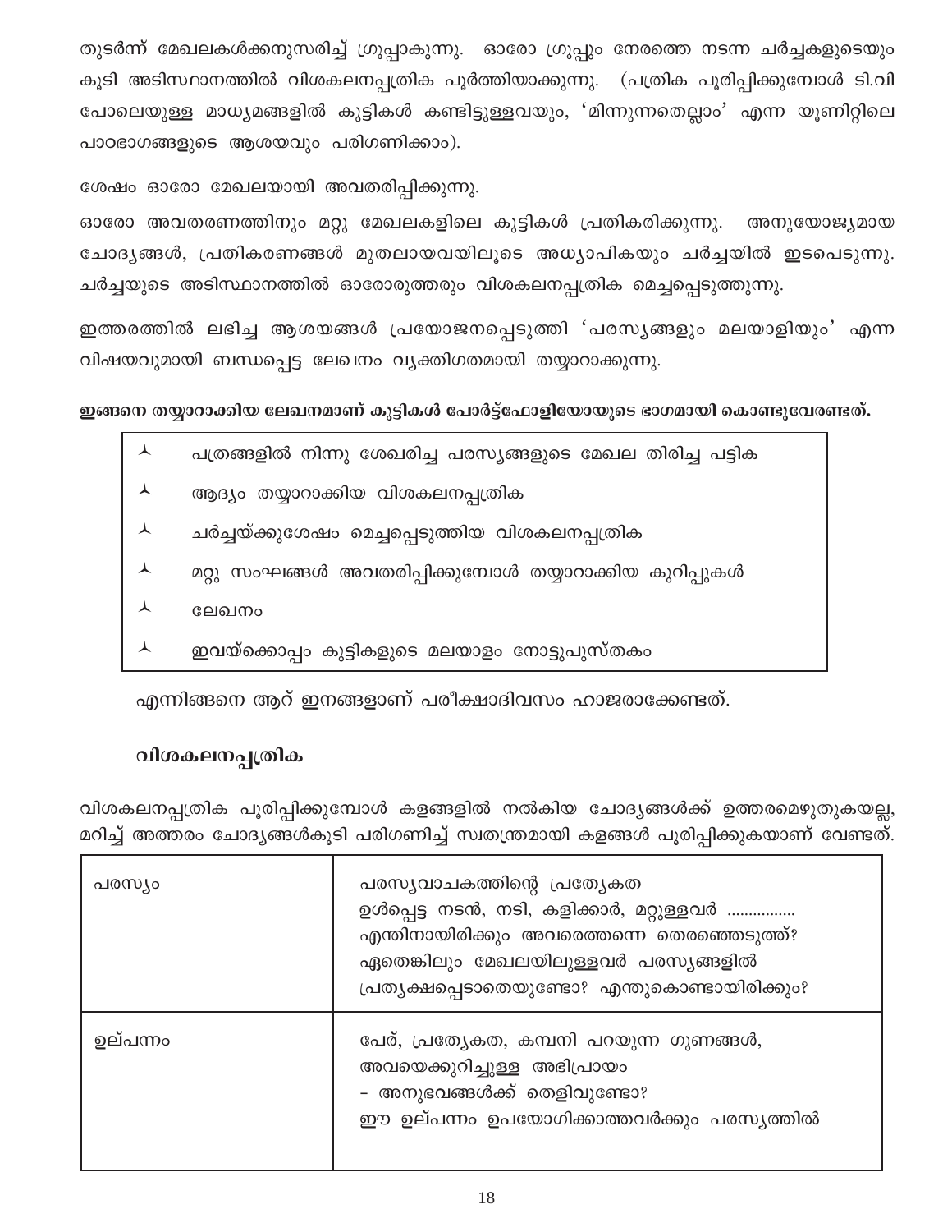തുടർന്ന് മേഖലകൾക്കനുസരിച്ച് ഗ്രൂപ്പാകുന്നു. ഓരോ ഗ്രൂപ്പും നേരത്തെ നടന്ന ചർച്ചകളുടെയും കൂടി അടിസ്ഥാനത്തിൽ വിശകലനപ്പത്രിക പൂർത്തിയാക്കുന്നു. (പത്രിക പൂരിപ്പിക്കുമ്പോൾ ടി.വി പോലെയുള്ള മാധ്യമങ്ങളിൽ കുട്ടികൾ കണ്ടിട്ടുള്ളവയും, 'മിന്നുന്നതെല്ലാം' എന്ന യൂണിറ്റിലെ പാഠഭാഗങ്ങളുടെ ആശയവും പരിഗണിക്കാം).

ശേഷം ഓരോ മേഖലയായി അവതരിപ്പിക്കുന്നു.

ഓരോ അവതരണത്തിനും മറ്റു മേഖലകളിലെ കുട്ടികൾ പ്രതികരിക്കുന്നു. അനുയോജ്യമായ ചോദ്യങ്ങൾ, പ്രതികരണങ്ങൾ മുതലായവയിലൂടെ അധ്യാപികയും ചർച്ചയിൽ ഇടപെടുന്നു. ചർച്ചയുടെ അടിസ്ഥാനത്തിൽ ഓരോരുത്തരും വിശകലനപ്പത്രിക മെച്ചപ്പെടുത്തുന്നു.

ഇത്തരത്തിൽ ലഭിച്ച ആശയങ്ങൾ പ്രയോജനപ്പെടുത്തി 'പരസ്യങ്ങളും മലയാളിയും' എന്ന വിഷയവുമായി ബന്ധപ്പെട്ട ലേഖനം വ്യക്തിഗതമായി തയ്യാറാക്കുന്നു.

**ഇങ്ങനെ തയ്യാറാക്കിയ ലേഖനമാണ് കുട്ടികൾ പോർട്ട്ഫോളിയോയുടെ ഭാഗമായി കൊണ്ടുവേരണ്ടത്.**

- പത്രങ്ങളിൽ നിന്നു ശേഖരിച്ച പരസ്യങ്ങളുടെ മേഖല തിരിച്ച പട്ടിക
- ആദ്യം തയ്യാറാക്കിയ വിശകലനപ്പത്രിക
- ചർച്ചയ്ക്കുശേഷം മെച്ചപ്പെടുത്തിയ വിശകലനപ്പത്രിക
- മറ്റു സംഘങ്ങൾ അവതരിപ്പിക്കുമ്പോൾ തയ്യാറാക്കിയ കുറിപ്പുകൾ
- ലേഖനം
- ഇവയ്ക്കൊപ്പം കുട്ടികളുടെ മലയാളം നോട്ടുപുസ്തകം

എന്നിങ്ങനെ ആറ് ഇനങ്ങളാണ് പരീക്ഷാദിവസം ഹാജരാക്കേണ്ടത്.

### വിശകലനപ്പത്രിക

വിശകലനപ്പത്രിക പൂരിപ്പിക്കുമ്പോൾ കളങ്ങളിൽ നൽകിയ ചോദ്യങ്ങൾക്ക് ഉത്തരമെഴുതുകയല്ല, മറിച്ച് അത്തരം ചോദ്യങ്ങൾകൂടി പരിഗണിച്ച് സ്വതന്ത്രമായി കളങ്ങൾ പൂരിപ്പിക്കുകയാണ് വേണ്ടത്.

| പരസ്യം | പരസ്യവാചകത്തിന്റെ പ്രത്യേകത<br>ഉൾപ്പെട്ട നടൻ, നടി, കളിക്കാർ, മറ്റുള്ളവർ ...............<br>എന്തിനായിരിക്കും അവരെത്തന്നെ തെരഞ്ഞെടുത്ത്?<br>ഏതെങ്കിലും മേഖലയിലുള്ളവർ പരസ്യങ്ങളിൽ പ്രത്യക്ഷപ്പെടാതെയുണ്ടോ? എന്തുകൊണ്ടായിരിക്കും? |
|---|---|
| ഉല്പന്നം | പേര്, പ്രത്യേകത, കമ്പനി പറയുന്ന ഗുണങ്ങൾ, അവയെക്കുറിച്ചുള്ള അഭിപ്രായം<br>- അനുഭവങ്ങൾക്ക് തെളിവുണ്ടോ?<br>ഈ ഉല്പന്നം ഉപയോഗിക്കാത്തവർക്കും പരസ്യത്തിൽ |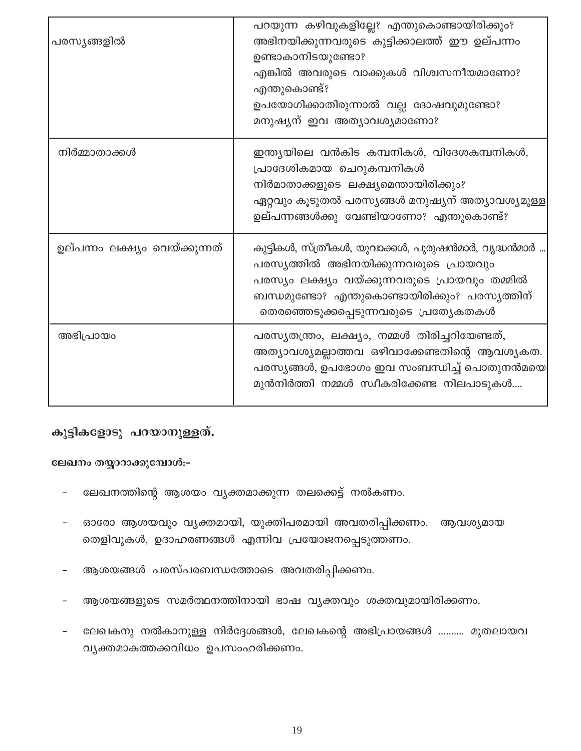| | |
|---|---|
| പരസ്യങ്ങളിൽ | പറയുന്ന കഴിവുകളില്ലേ? എന്തുകൊണ്ടായിരിക്കും? അഭിനയിക്കുന്നവരുടെ കുട്ടിക്കാലത്ത് ഈ ഉല്പന്നം ഉണ്ടാകാനിടയുണ്ടോ? എങ്കിൽ അവരുടെ വാക്കുകൾ വിശ്വസനീയമാണോ? എന്തുകൊണ്ട്? ഉപയോഗിക്കാതിരുന്നാൽ വല്ല ദോഷവുമുണ്ടോ? മനുഷ്യന് ഇവ അത്യാവശ്യമാണോ? |
| നിർമ്മാതാക്കൾ | ഇന്ത്യയിലെ വൻകിട കമ്പനികൾ, വിദേശകമ്പനികൾ, പ്രാദേശികമായ ചെറുകമ്പനികൾ നിർമാതാക്കളുടെ ലക്ഷ്യമെന്തായിരിക്കും? ഏറ്റവും കൂടുതൽ പരസ്യങ്ങൾ മനുഷ്യന് അത്യാവശ്യമുള്ള ഉല്പന്നങ്ങൾക്കു വേണ്ടിയാണോ? എന്തുകൊണ്ട്? |
| ഉല്പന്നം ലക്ഷ്യം വെയ്ക്കുന്നത് | കുട്ടികൾ, സ്ത്രീകൾ, യുവാക്കൾ, പുരുഷൻമാർ, വൃദ്ധൻമാർ ... പരസ്യത്തിൽ അഭിനയിക്കുന്നവരുടെ പ്രായവും പരസ്യം ലക്ഷ്യം വയ്ക്കുന്നവരുടെ പ്രായവും തമ്മിൽ ബന്ധമുണ്ടോ? എന്തുകൊണ്ടായിരിക്കും? പരസ്യത്തിന് തെരഞ്ഞെടുക്കപ്പെടുന്നവരുടെ പ്രത്യേകതകൾ |
| അഭിപ്രായം | പരസ്യതന്ത്രം, ലക്ഷ്യം, നമ്മൾ തിരിച്ചറിയേണ്ടത്, അത്യാവശ്യമല്ലാത്തവ ഒഴിവാക്കേണ്ടതിന്റെ ആവശ്യകത. പരസ്യങ്ങൾ, ഉപഭോഗം ഇവ സംബന്ധിച്ച് പൊതുനൻമയെ മുൻനിർത്തി നമ്മൾ സ്വീകരിക്കേണ്ട നിലപാടുകൾ.... |

## കുട്ടികളോടു പറയാനുള്ളത്.

**ലേഖനം തയ്യാറാക്കുമ്പോൾ:-**

- ലേഖനത്തിന്റെ ആശയം വ്യക്തമാക്കുന്ന തലക്കെട്ട് നൽകണം.
- ഓരോ ആശയവും വ്യക്തമായി, യുക്തിപരമായി അവതരിപ്പിക്കണം. ആവശ്യമായ തെളിവുകൾ, ഉദാഹരണങ്ങൾ എന്നിവ പ്രയോജനപ്പെടുത്തണം.
- ആശയങ്ങൾ പരസ്പരബന്ധത്തോടെ അവതരിപ്പിക്കണം.
- ആശയങ്ങളുടെ സമർത്ഥനത്തിനായി ഭാഷ വ്യക്തവും ശക്തവുമായിരിക്കണം.
- ലേഖകനു നൽകാനുള്ള നിർദ്ദേശങ്ങൾ, ലേഖകന്റെ അഭിപ്രായങ്ങൾ .......... മുതലായവ വ്യക്തമാകത്തക്കവിധം ഉപസംഹരിക്കണം.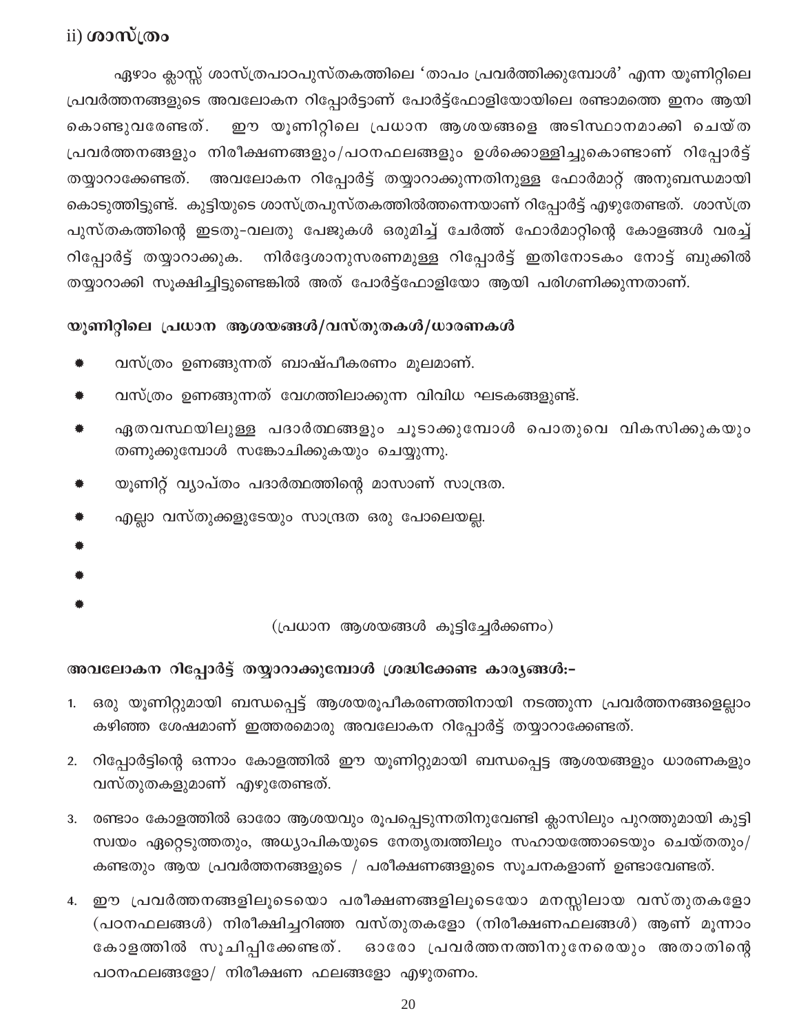## ii) ശാസ്ത്രം

ഏഴാം ക്ലാസ്സ് ശാസ്ത്രപാഠപുസ്തകത്തിലെ 'താപം പ്രവർത്തിക്കുമ്പോൾ' എന്ന യൂണിറ്റിലെ പ്രവർത്തനങ്ങളുടെ അവലോകന റിപ്പോർട്ടാണ് പോർട്ട്ഫോളിയോയിലെ രണ്ടാമത്തെ ഇനം ആയി കൊണ്ടുവരേണ്ടത്. ഈ യൂണിറ്റിലെ പ്രധാന ആശയങ്ങളെ അടിസ്ഥാനമാക്കി ചെയ്ത പ്രവർത്തനങ്ങളും നിരീക്ഷണങ്ങളും/പഠനഫലങ്ങളും ഉൾക്കൊള്ളിച്ചുകൊണ്ടാണ് റിപ്പോർട്ട് തയ്യാറാക്കേണ്ടത്. അവലോകന റിപ്പോർട്ട് തയ്യാറാക്കുന്നതിനുള്ള ഫോർമാറ്റ് അനുബന്ധമായി കൊടുത്തിട്ടുണ്ട്. കുട്ടിയുടെ ശാസ്ത്രപുസ്തകത്തിൽത്തന്നെയാണ് റിപ്പോർട്ട് എഴുതേണ്ടത്. ശാസ്ത്ര പുസ്തകത്തിന്റെ ഇടതു-വലതു പേജുകൾ ഒരുമിച്ച് ചേർത്ത് ഫോർമാറ്റിന്റെ കോളങ്ങൾ വരച്ച് റിപ്പോർട്ട് തയ്യാറാക്കുക. നിർദ്ദേശാനുസരണമുള്ള റിപ്പോർട്ട് ഇതിനോടകം നോട്ട് ബുക്കിൽ തയ്യാറാക്കി സൂക്ഷിച്ചിട്ടുണ്ടെങ്കിൽ അത് പോർട്ട്ഫോളിയോ ആയി പരിഗണിക്കുന്നതാണ്.

### യൂണിറ്റിലെ പ്രധാന ആശയങ്ങൾ/വസ്തുതകൾ/ധാരണകൾ

- വസ്ത്രം ഉണങ്ങുന്നത് ബാഷ്പീകരണം മൂലമാണ്.
- വസ്ത്രം ഉണങ്ങുന്നത് വേഗത്തിലാക്കുന്ന വിവിധ ഘടകങ്ങളുണ്ട്.
- ഏതവസ്ഥയിലുള്ള പദാർത്ഥങ്ങളും ചൂടാക്കുമ്പോൾ പൊതുവെ വികസിക്കുകയും തണുക്കുമ്പോൾ സങ്കോചിക്കുകയും ചെയ്യുന്നു.
- യൂണിറ്റ് വ്യാപ്തം പദാർത്ഥത്തിന്റെ മാസാണ് സാന്ദ്രത.
- എല്ലാ വസ്തുക്കളുടേയും സാന്ദ്രത ഒരു പോലെയല്ല.
-
-
-

(പ്രധാന ആശയങ്ങൾ കൂട്ടിച്ചേർക്കണം)

### അവലോകന റിപ്പോർട്ട് തയ്യാറാക്കുമ്പോൾ ശ്രദ്ധിക്കേണ്ട കാര്യങ്ങൾ:-

1. ഒരു യൂണിറ്റുമായി ബന്ധപ്പെട്ട് ആശയരൂപീകരണത്തിനായി നടത്തുന്ന പ്രവർത്തനങ്ങളെല്ലാം കഴിഞ്ഞ ശേഷമാണ് ഇത്തരമൊരു അവലോകന റിപ്പോർട്ട് തയ്യാറാക്കേണ്ടത്.
2. റിപ്പോർട്ടിന്റെ ഒന്നാം കോളത്തിൽ ഈ യൂണിറ്റുമായി ബന്ധപ്പെട്ട ആശയങ്ങളും ധാരണകളും വസ്തുതകളുമാണ് എഴുതേണ്ടത്.
3. രണ്ടാം കോളത്തിൽ ഓരോ ആശയവും രൂപപ്പെടുന്നതിനുവേണ്ടി ക്ലാസിലും പുറത്തുമായി കുട്ടി സ്വയം ഏറ്റെടുത്തതും, അധ്യാപികയുടെ നേതൃത്വത്തിലും സഹായത്തോടെയും ചെയ്തതും/ കണ്ടതും ആയ പ്രവർത്തനങ്ങളുടെ / പരീക്ഷണങ്ങളുടെ സൂചനകളാണ് ഉണ്ടാവേണ്ടത്.
4. ഈ പ്രവർത്തനങ്ങളിലൂടെയൊ പരീക്ഷണങ്ങളിലൂടെയോ മനസ്സിലായ വസ്തുതകളോ (പഠനഫലങ്ങൾ) നിരീക്ഷിച്ചറിഞ്ഞ വസ്തുതകളോ (നിരീക്ഷണഫലങ്ങൾ) ആണ് മൂന്നാം കോളത്തിൽ സൂചിപ്പിക്കേണ്ടത്. ഓരോ പ്രവർത്തനത്തിനുനേരെയും അതാതിന്റെ പഠനഫലങ്ങളോ/ നിരീക്ഷണ ഫലങ്ങളോ എഴുതണം.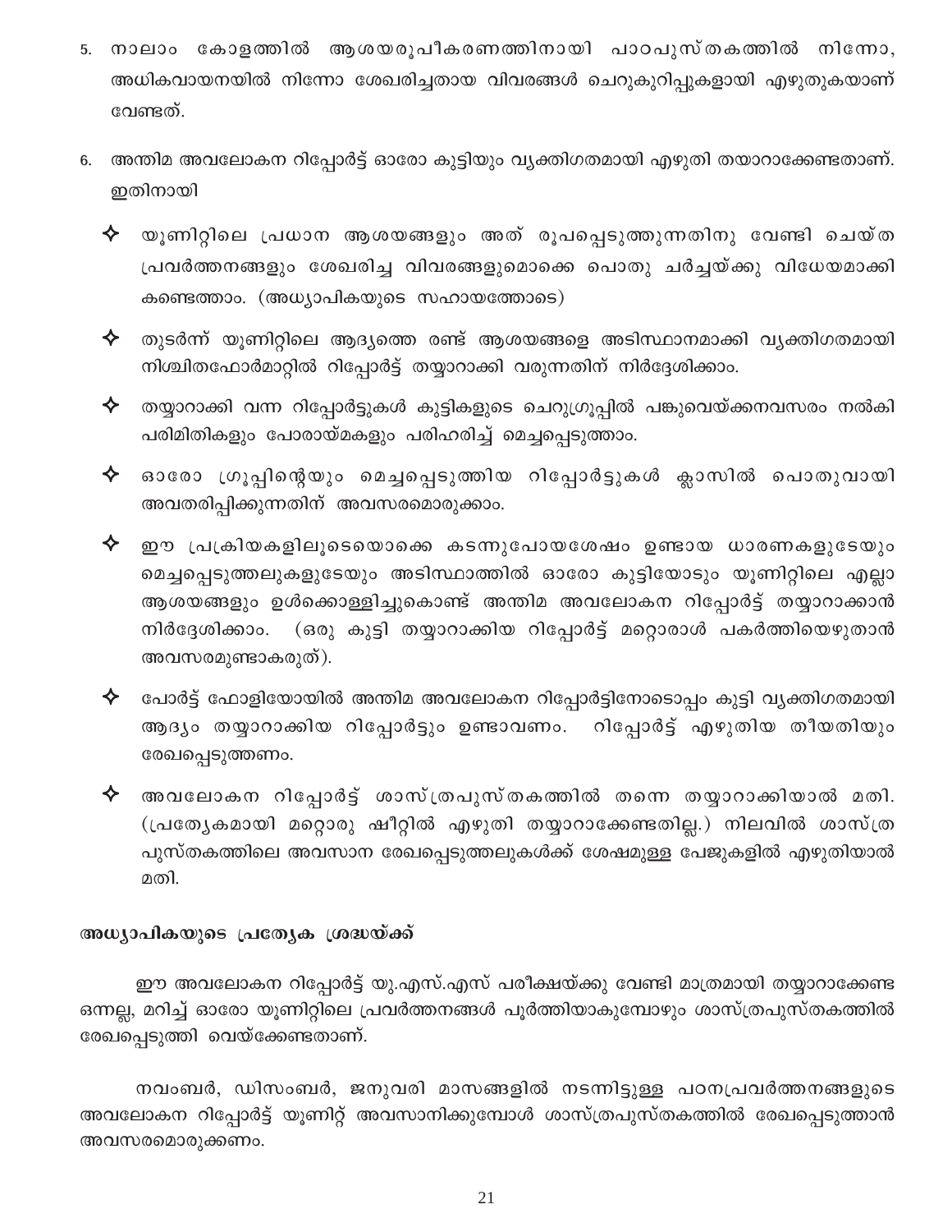5. നാലാം കോളത്തിൽ ആശയരൂപീകരണത്തിനായി പാഠപുസ്തകത്തിൽ നിന്നോ, അധികവായനയിൽ നിന്നോ ശേഖരിച്ചതായ വിവരങ്ങൾ ചെറുകുറിപ്പുകളായി എഴുതുകയാണ് വേണ്ടത്.

6. അന്തിമ അവലോകന റിപ്പോർട്ട് ഓരോ കുട്ടിയും വ്യക്തിഗതമായി എഴുതി തയാറാക്കേണ്ടതാണ്. ഇതിനായി

   - യൂണിറ്റിലെ പ്രധാന ആശയങ്ങളും അത് രൂപപ്പെടുത്തുന്നതിനു വേണ്ടി ചെയ്ത പ്രവർത്തനങ്ങളും ശേഖരിച്ച വിവരങ്ങളുമൊക്കെ പൊതു ചർച്ചയ്ക്കു വിധേയമാക്കി കണ്ടെത്താം. (അധ്യാപികയുടെ സഹായത്തോടെ)

   - തുടർന്ന് യൂണിറ്റിലെ ആദ്യത്തെ രണ്ട് ആശയങ്ങളെ അടിസ്ഥാനമാക്കി വ്യക്തിഗതമായി നിശ്ചിതഫോർമാറ്റിൽ റിപ്പോർട്ട് തയ്യാറാക്കി വരുന്നതിന് നിർദ്ദേശിക്കാം.

   - തയ്യാറാക്കി വന്ന റിപ്പോർട്ടുകൾ കുട്ടികളുടെ ചെറുഗ്രൂപ്പിൽ പങ്കുവെയ്ക്കനവസരം നൽകി പരിമിതികളും പോരായ്മകളും പരിഹരിച്ച് മെച്ചപ്പെടുത്താം.

   - ഓരോ ഗ്രൂപ്പിന്റെയും മെച്ചപ്പെടുത്തിയ റിപ്പോർട്ടുകൾ ക്ലാസിൽ പൊതുവായി അവതരിപ്പിക്കുന്നതിന് അവസരമൊരുക്കാം.

   - ഈ പ്രക്രിയകളിലൂടെയൊക്കെ കടന്നുപോയശേഷം ഉണ്ടായ ധാരണകളുടേയും മെച്ചപ്പെടുത്തലുകളുടേയും അടിസ്ഥാനത്തിൽ ഓരോ കുട്ടിയോടും യൂണിറ്റിലെ എല്ലാ ആശയങ്ങളും ഉൾക്കൊള്ളിച്ചുകൊണ്ട് അന്തിമ അവലോകന റിപ്പോർട്ട് തയ്യാറാക്കാൻ നിർദ്ദേശിക്കാം. (ഒരു കുട്ടി തയ്യാറാക്കിയ റിപ്പോർട്ട് മറ്റൊരാൾ പകർത്തിയെഴുതാൻ അവസരമുണ്ടാകരുത്).

   - പോർട്ട് ഫോളിയോയിൽ അന്തിമ അവലോകന റിപ്പോർട്ടിനോടൊപ്പം കുട്ടി വ്യക്തിഗതമായി ആദ്യം തയ്യാറാക്കിയ റിപ്പോർട്ടും ഉണ്ടാവണം. റിപ്പോർട്ട് എഴുതിയ തീയതിയും രേഖപ്പെടുത്തണം.

   - അവലോകന റിപ്പോർട്ട് ശാസ്ത്രപുസ്തകത്തിൽ തന്നെ തയ്യാറാക്കിയാൽ മതി. (പ്രത്യേകമായി മറ്റൊരു ഷീറ്റിൽ എഴുതി തയ്യാറാക്കേണ്ടതില്ല.) നിലവിൽ ശാസ്ത്ര പുസ്തകത്തിലെ അവസാന രേഖപ്പെടുത്തലുകൾക്ക് ശേഷമുള്ള പേജുകളിൽ എഴുതിയാൽ മതി.

**അധ്യാപികയുടെ പ്രത്യേക ശ്രദ്ധയ്ക്ക്**

ഈ അവലോകന റിപ്പോർട്ട് യു.എസ്.എസ് പരീക്ഷയ്ക്കു വേണ്ടി മാത്രമായി തയ്യാറാക്കേണ്ട ഒന്നല്ല, മറിച്ച് ഓരോ യൂണിറ്റിലെ പ്രവർത്തനങ്ങൾ പൂർത്തിയാകുമ്പോഴും ശാസ്ത്രപുസ്തകത്തിൽ രേഖപ്പെടുത്തി വെയ്ക്കേണ്ടതാണ്.

നവംബർ, ഡിസംബർ, ജനുവരി മാസങ്ങളിൽ നടന്നിട്ടുള്ള പഠനപ്രവർത്തനങ്ങളുടെ അവലോകന റിപ്പോർട്ട് യൂണിറ്റ് അവസാനിക്കുമ്പോൾ ശാസ്ത്രപുസ്തകത്തിൽ രേഖപ്പെടുത്താൻ അവസരമൊരുക്കണം.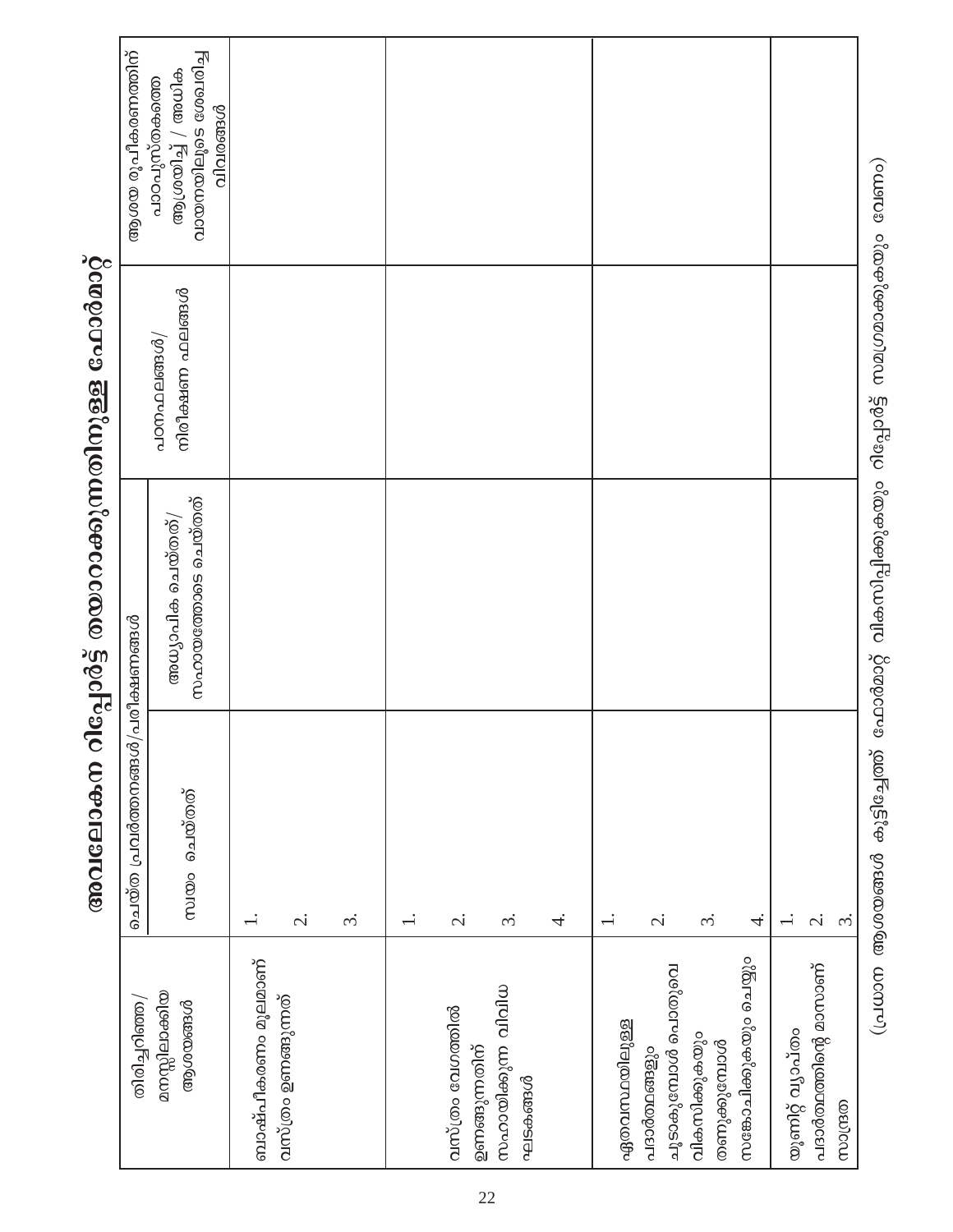# അവലോകന റിപ്പോർട്ട് തയാറാക്കുന്നതിനുള്ള ഫോർമാറ്റ്

| തിരിച്ചറിഞ്ഞ/ മനസ്സിലാക്കിയ ആശയങ്ങൾ | ചെയ്ത പ്രവർത്തനങ്ങൾ/പരീക്ഷണങ്ങൾ | | പഠനഫലങ്ങൾ/ നിരീക്ഷണ ഫലങ്ങൾ | ആശയ രൂപീകരണത്തിന് പാഠപുസ്തകത്തെ ആശ്രയിച്ച് / അധിക വായനയിലൂടെ ശേഖരിച്ച വിവരങ്ങൾ |
|---|---|---|---|---|
| | സ്വയം ചെയ്തത് | അധ്യാപിക ചെയ്തത്/ സഹായത്തോടെ ചെയ്തത് | | |
| ബാഷ്പീകരണം മൂലമാണ് വസ്ത്രം ഉണങ്ങുന്നത് | 1.<br>2.<br>3. | | | |
| വസ്ത്രം വേഗത്തിൽ ഉണങ്ങുന്നതിന് സഹായിക്കുന്ന വിവിധ ഘടകങ്ങൾ | 1.<br>2.<br>3.<br>4. | | | |
| ഏതവസ്ഥയിലുള്ള പദാർഥങ്ങളും ചൂടാകുമ്പോൾ പൊതുവെ വികസിക്കുകയും തണുക്കുമ്പോൾ സങ്കോചിക്കുകയും ചെയ്യും | 1.<br>2.<br>3.<br>4. | | | |
| യൂണിറ്റ് വ്യാപ്തം പദാർഥത്തിന്റെ മാസാണ് സാന്ദ്രത | 1.<br>2.<br>3. | | | |

(പ്രധാന ആശയങ്ങൾ കൂട്ടിച്ചേർത്ത് ഫോർമാറ്റ് വികസിപ്പിക്കുകയും റിപ്പോർട്ട് സമഗ്രമാക്കുകയും വേണം)